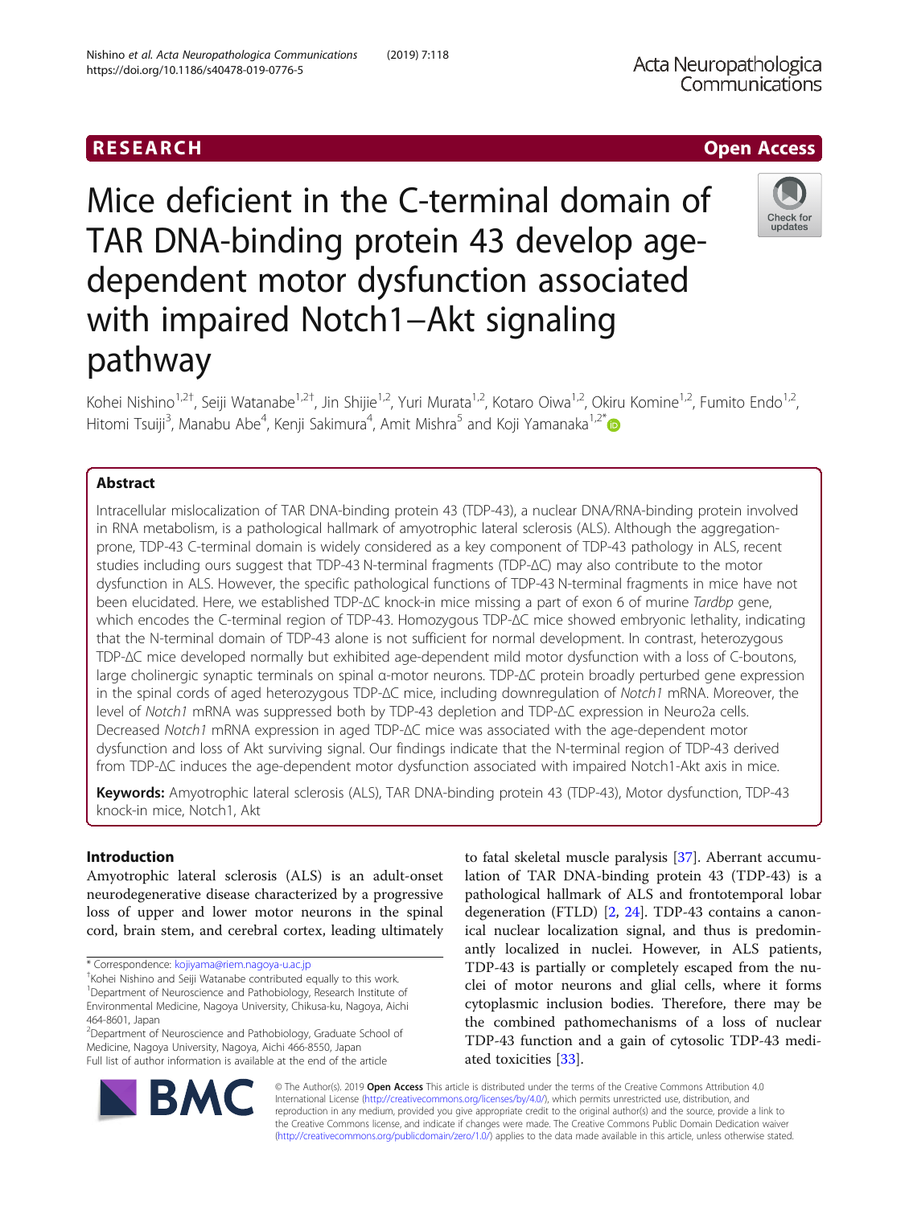RESEARCH Open Access

# Mice deficient in the C-terminal domain of TAR DNA-binding protein 43 develop age-dependent motor dysfunction associated with impaired Notch1−Akt signaling pathway

Kohei Nishino[1,2†], Seiji Watanabe[1,2†], Jin Shijie[1,2], Yuri Murata[1,2], Kotaro Oiwa[1,2], Okiru Komine[1,2], Fumito Endo[1,2], Hitomi Tsuiji[3], Manabu Abe[4], Kenji Sakimura[4], Amit Mishra[5] and Koji Yamanaka[1,2*]

## Abstract

Intracellular mislocalization of TAR DNA-binding protein 43 (TDP-43), a nuclear DNA/RNA-binding protein involved in RNA metabolism, is a pathological hallmark of amyotrophic lateral sclerosis (ALS). Although the aggregation-prone, TDP-43 C-terminal domain is widely considered as a key component of TDP-43 pathology in ALS, recent studies including ours suggest that TDP-43 N-terminal fragments (TDP-ΔC) may also contribute to the motor dysfunction in ALS. However, the specific pathological functions of TDP-43 N-terminal fragments in mice have not been elucidated. Here, we established TDP-ΔC knock-in mice missing a part of exon 6 of murine *Tardbp* gene, which encodes the C-terminal region of TDP-43. Homozygous TDP-ΔC mice showed embryonic lethality, indicating that the N-terminal domain of TDP-43 alone is not sufficient for normal development. In contrast, heterozygous TDP-ΔC mice developed normally but exhibited age-dependent mild motor dysfunction with a loss of C-boutons, large cholinergic synaptic terminals on spinal α-motor neurons. TDP-ΔC protein broadly perturbed gene expression in the spinal cords of aged heterozygous TDP-ΔC mice, including downregulation of *Notch1* mRNA. Moreover, the level of *Notch1* mRNA was suppressed both by TDP-43 depletion and TDP-ΔC expression in Neuro2a cells. Decreased *Notch1* mRNA expression in aged TDP-ΔC mice was associated with the age-dependent motor dysfunction and loss of Akt surviving signal. Our findings indicate that the N-terminal region of TDP-43 derived from TDP-ΔC induces the age-dependent motor dysfunction associated with impaired Notch1-Akt axis in mice.

**Keywords:** Amyotrophic lateral sclerosis (ALS), TAR DNA-binding protein 43 (TDP-43), Motor dysfunction, TDP-43 knock-in mice, Notch1, Akt

## Introduction

Amyotrophic lateral sclerosis (ALS) is an adult-onset neurodegenerative disease characterized by a progressive loss of upper and lower motor neurons in the spinal cord, brain stem, and cerebral cortex, leading ultimately to fatal skeletal muscle paralysis [37]. Aberrant accumulation of TAR DNA-binding protein 43 (TDP-43) is a pathological hallmark of ALS and frontotemporal lobar degeneration (FTLD) [2, 24]. TDP-43 contains a canonical nuclear localization signal, and thus is predominantly localized in nuclei. However, in ALS patients, TDP-43 is partially or completely escaped from the nuclei of motor neurons and glial cells, where it forms cytoplasmic inclusion bodies. Therefore, there may be the combined pathomechanisms of a loss of nuclear TDP-43 function and a gain of cytosolic TDP-43 mediated toxicities [33].

\* Correspondence: kojiyama@riem.nagoya-u.ac.jp
†Kohei Nishino and Seiji Watanabe contributed equally to this work.
[1]Department of Neuroscience and Pathobiology, Research Institute of Environmental Medicine, Nagoya University, Chikusa-ku, Nagoya, Aichi 464-8601, Japan
[2]Department of Neuroscience and Pathobiology, Graduate School of Medicine, Nagoya University, Nagoya, Aichi 466-8550, Japan
Full list of author information is available at the end of the article

© The Author(s). 2019 **Open Access** This article is distributed under the terms of the Creative Commons Attribution 4.0 International License (http://creativecommons.org/licenses/by/4.0/), which permits unrestricted use, distribution, and reproduction in any medium, provided you give appropriate credit to the original author(s) and the source, provide a link to the Creative Commons license, and indicate if changes were made. The Creative Commons Public Domain Dedication waiver (http://creativecommons.org/publicdomain/zero/1.0/) applies to the data made available in this article, unless otherwise stated.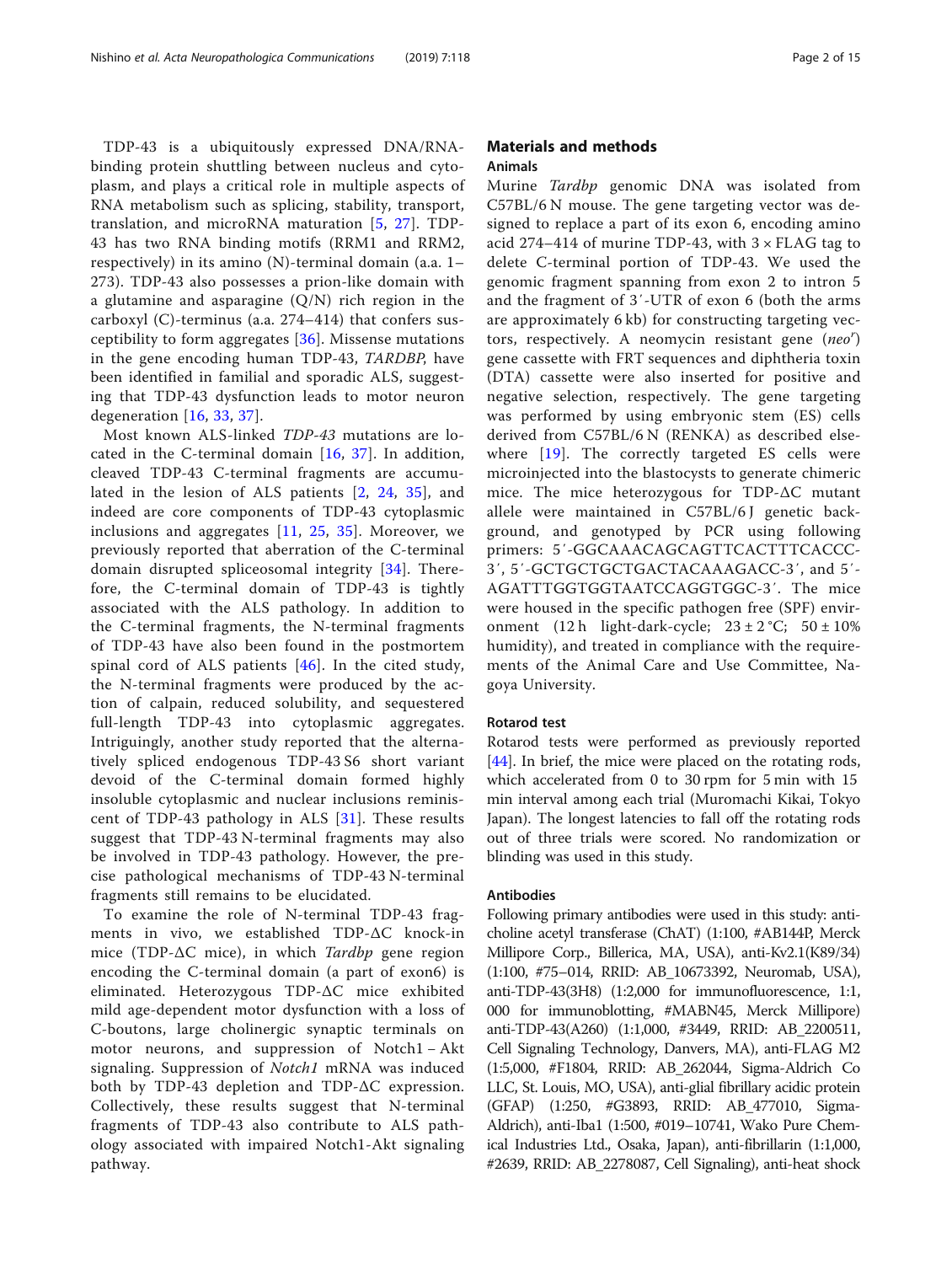TDP-43 is a ubiquitously expressed DNA/RNA-binding protein shuttling between nucleus and cytoplasm, and plays a critical role in multiple aspects of RNA metabolism such as splicing, stability, transport, translation, and microRNA maturation [5, 27]. TDP-43 has two RNA binding motifs (RRM1 and RRM2, respectively) in its amino (N)-terminal domain (a.a. 1–273). TDP-43 also possesses a prion-like domain with a glutamine and asparagine (Q/N) rich region in the carboxyl (C)-terminus (a.a. 274–414) that confers susceptibility to form aggregates [36]. Missense mutations in the gene encoding human TDP-43, *TARDBP*, have been identified in familial and sporadic ALS, suggesting that TDP-43 dysfunction leads to motor neuron degeneration [16, 33, 37].

Most known ALS-linked *TDP-43* mutations are located in the C-terminal domain [16, 37]. In addition, cleaved TDP-43 C-terminal fragments are accumulated in the lesion of ALS patients [2, 24, 35], and indeed are core components of TDP-43 cytoplasmic inclusions and aggregates [11, 25, 35]. Moreover, we previously reported that aberration of the C-terminal domain disrupted spliceosomal integrity [34]. Therefore, the C-terminal domain of TDP-43 is tightly associated with the ALS pathology. In addition to the C-terminal fragments, the N-terminal fragments of TDP-43 have also been found in the postmortem spinal cord of ALS patients [46]. In the cited study, the N-terminal fragments were produced by the action of calpain, reduced solubility, and sequestered full-length TDP-43 into cytoplasmic aggregates. Intriguingly, another study reported that the alternatively spliced endogenous TDP-43 S6 short variant devoid of the C-terminal domain formed highly insoluble cytoplasmic and nuclear inclusions reminiscent of TDP-43 pathology in ALS [31]. These results suggest that TDP-43 N-terminal fragments may also be involved in TDP-43 pathology. However, the precise pathological mechanisms of TDP-43 N-terminal fragments still remains to be elucidated.

To examine the role of N-terminal TDP-43 fragments in vivo, we established TDP-ΔC knock-in mice (TDP-ΔC mice), in which *Tardbp* gene region encoding the C-terminal domain (a part of exon6) is eliminated. Heterozygous TDP-ΔC mice exhibited mild age-dependent motor dysfunction with a loss of C-boutons, large cholinergic synaptic terminals on motor neurons, and suppression of Notch1 – Akt signaling. Suppression of *Notch1* mRNA was induced both by TDP-43 depletion and TDP-ΔC expression. Collectively, these results suggest that N-terminal fragments of TDP-43 also contribute to ALS pathology associated with impaired Notch1-Akt signaling pathway.

## Materials and methods

### Animals

Murine *Tardbp* genomic DNA was isolated from C57BL/6 N mouse. The gene targeting vector was designed to replace a part of its exon 6, encoding amino acid 274–414 of murine TDP-43, with 3 × FLAG tag to delete C-terminal portion of TDP-43. We used the genomic fragment spanning from exon 2 to intron 5 and the fragment of 3′-UTR of exon 6 (both the arms are approximately 6 kb) for constructing targeting vectors, respectively. A neomycin resistant gene ($neo^r$) gene cassette with FRT sequences and diphtheria toxin (DTA) cassette were also inserted for positive and negative selection, respectively. The gene targeting was performed by using embryonic stem (ES) cells derived from C57BL/6 N (RENKA) as described elsewhere [19]. The correctly targeted ES cells were microinjected into the blastocysts to generate chimeric mice. The mice heterozygous for TDP-ΔC mutant allele were maintained in C57BL/6 J genetic background, and genotyped by PCR using following primers: 5′-GGCAAACAGCAGTTCACTTTCACCC-3′, 5′-GCTGCTGCTGACTACAAAGACC-3′, and 5′-AGATTTGGTGGTAATCCAGGTGGC-3′. The mice were housed in the specific pathogen free (SPF) environment (12 h light-dark-cycle; 23 ± 2 °C; 50 ± 10% humidity), and treated in compliance with the requirements of the Animal Care and Use Committee, Nagoya University.

### Rotarod test

Rotarod tests were performed as previously reported [44]. In brief, the mice were placed on the rotating rods, which accelerated from 0 to 30 rpm for 5 min with 15 min interval among each trial (Muromachi Kikai, Tokyo Japan). The longest latencies to fall off the rotating rods out of three trials were scored. No randomization or blinding was used in this study.

### Antibodies

Following primary antibodies were used in this study: anti-choline acetyl transferase (ChAT) (1:100, #AB144P, Merck Millipore Corp., Billerica, MA, USA), anti-Kv2.1(K89/34) (1:100, #75–014, RRID: AB_10673392, Neuromab, USA), anti-TDP-43(3H8) (1:2,000 for immunofluorescence, 1:1, 000 for immunoblotting, #MABN45, Merck Millipore) anti-TDP-43(A260) (1:1,000, #3449, RRID: AB_2200511, Cell Signaling Technology, Danvers, MA), anti-FLAG M2 (1:5,000, #F1804, RRID: AB_262044, Sigma-Aldrich Co LLC, St. Louis, MO, USA), anti-glial fibrillary acidic protein (GFAP) (1:250, #G3893, RRID: AB_477010, Sigma-Aldrich), anti-Iba1 (1:500, #019–10741, Wako Pure Chemical Industries Ltd., Osaka, Japan), anti-fibrillarin (1:1,000, #2639, RRID: AB_2278087, Cell Signaling), anti-heat shock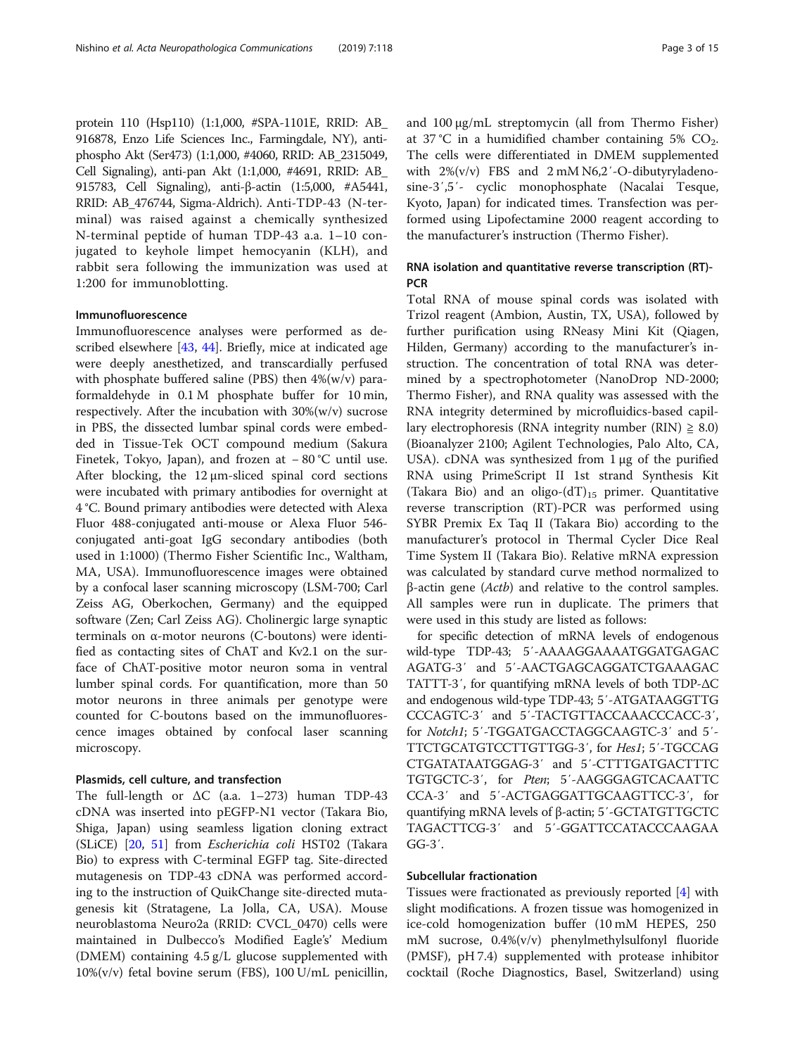protein 110 (Hsp110) (1:1,000, #SPA-1101E, RRID: AB_916878, Enzo Life Sciences Inc., Farmingdale, NY), anti-phospho Akt (Ser473) (1:1,000, #4060, RRID: AB_2315049, Cell Signaling), anti-pan Akt (1:1,000, #4691, RRID: AB_915783, Cell Signaling), anti-β-actin (1:5,000, #A5441, RRID: AB_476744, Sigma-Aldrich). Anti-TDP-43 (N-terminal) was raised against a chemically synthesized N-terminal peptide of human TDP-43 a.a. 1–10 conjugated to keyhole limpet hemocyanin (KLH), and rabbit sera following the immunization was used at 1:200 for immunoblotting.

#### Immunofluorescence

Immunofluorescence analyses were performed as described elsewhere [43, 44]. Briefly, mice at indicated age were deeply anesthetized, and transcardially perfused with phosphate buffered saline (PBS) then 4%(w/v) paraformaldehyde in 0.1 M phosphate buffer for 10 min, respectively. After the incubation with 30%(w/v) sucrose in PBS, the dissected lumbar spinal cords were embedded in Tissue-Tek OCT compound medium (Sakura Finetek, Tokyo, Japan), and frozen at − 80 °C until use. After blocking, the 12 μm-sliced spinal cord sections were incubated with primary antibodies for overnight at 4 °C. Bound primary antibodies were detected with Alexa Fluor 488-conjugated anti-mouse or Alexa Fluor 546-conjugated anti-goat IgG secondary antibodies (both used in 1:1000) (Thermo Fisher Scientific Inc., Waltham, MA, USA). Immunofluorescence images were obtained by a confocal laser scanning microscopy (LSM-700; Carl Zeiss AG, Oberkochen, Germany) and the equipped software (Zen; Carl Zeiss AG). Cholinergic large synaptic terminals on α-motor neurons (C-boutons) were identified as contacting sites of ChAT and Kv2.1 on the surface of ChAT-positive motor neuron soma in ventral lumber spinal cords. For quantification, more than 50 motor neurons in three animals per genotype were counted for C-boutons based on the immunofluorescence images obtained by confocal laser scanning microscopy.

#### Plasmids, cell culture, and transfection

The full-length or ΔC (a.a. 1–273) human TDP-43 cDNA was inserted into pEGFP-N1 vector (Takara Bio, Shiga, Japan) using seamless ligation cloning extract (SLiCE) [20, 51] from *Escherichia coli* HST02 (Takara Bio) to express with C-terminal EGFP tag. Site-directed mutagenesis on TDP-43 cDNA was performed according to the instruction of QuikChange site-directed mutagenesis kit (Stratagene, La Jolla, CA, USA). Mouse neuroblastoma Neuro2a (RRID: CVCL_0470) cells were maintained in Dulbecco's Modified Eagle's' Medium (DMEM) containing 4.5 g/L glucose supplemented with 10%(v/v) fetal bovine serum (FBS), 100 U/mL penicillin, and 100 μg/mL streptomycin (all from Thermo Fisher) at 37 °C in a humidified chamber containing 5% $CO_2$. The cells were differentiated in DMEM supplemented with 2%(v/v) FBS and 2 mM N6,2′-O-dibutyryladenosine-3′,5′- cyclic monophosphate (Nacalai Tesque, Kyoto, Japan) for indicated times. Transfection was performed using Lipofectamine 2000 reagent according to the manufacturer's instruction (Thermo Fisher).

#### RNA isolation and quantitative reverse transcription (RT)-PCR

Total RNA of mouse spinal cords was isolated with Trizol reagent (Ambion, Austin, TX, USA), followed by further purification using RNeasy Mini Kit (Qiagen, Hilden, Germany) according to the manufacturer's instruction. The concentration of total RNA was determined by a spectrophotometer (NanoDrop ND-2000; Thermo Fisher), and RNA quality was assessed with the RNA integrity determined by microfluidics-based capillary electrophoresis (RNA integrity number (RIN) ≥ 8.0) (Bioanalyzer 2100; Agilent Technologies, Palo Alto, CA, USA). cDNA was synthesized from 1 μg of the purified RNA using PrimeScript II 1st strand Synthesis Kit (Takara Bio) and an oligo-$(dT)_{15}$ primer. Quantitative reverse transcription (RT)-PCR was performed using SYBR Premix Ex Taq II (Takara Bio) according to the manufacturer's protocol in Thermal Cycler Dice Real Time System II (Takara Bio). Relative mRNA expression was calculated by standard curve method normalized to β-actin gene (*Actb*) and relative to the control samples. All samples were run in duplicate. The primers that were used in this study are listed as follows:

for specific detection of mRNA levels of endogenous wild-type TDP-43; 5′-AAAAGGAAAATGGATGAGAC AGATG-3′ and 5′-AACTGAGCAGGATCTGAAAGAC TATTT-3′, for quantifying mRNA levels of both TDP-ΔC and endogenous wild-type TDP-43; 5′-ATGATAAGGTTG CCCAGTC-3′ and 5′-TACTGTTACCAAACCCACC-3′, for *Notch1*; 5′-TGGATGACCTAGGCAAGTC-3′ and 5′-TTCTGCATGTCCTTGTTGG-3′, for *Hes1*; 5′-TGCCAG CTGATATAATGGAG-3′ and 5′-CTTTGATGACTTTC TGTGCTC-3′, for *Pten*; 5′-AAGGGAGTCACAATTC CCA-3′ and 5′-ACTGAGGATTGCAAGTTCC-3′, for quantifying mRNA levels of β-actin; 5′-GCTATGTTGCTC TAGACTTCG-3′ and 5′-GGATTCCATACCCAAGAA GG-3′.

#### Subcellular fractionation

Tissues were fractionated as previously reported [4] with slight modifications. A frozen tissue was homogenized in ice-cold homogenization buffer (10 mM HEPES, 250 mM sucrose, 0.4%(v/v) phenylmethylsulfonyl fluoride (PMSF), pH 7.4) supplemented with protease inhibitor cocktail (Roche Diagnostics, Basel, Switzerland) using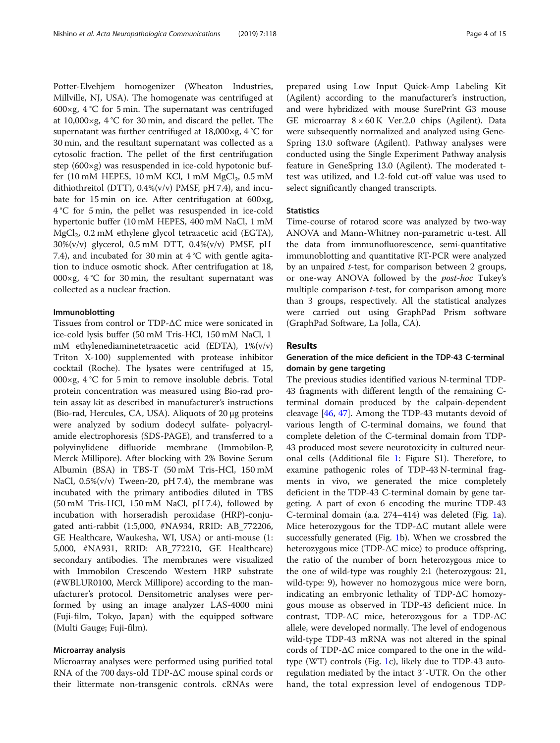Potter-Elvehjem homogenizer (Wheaton Industries, Millville, NJ, USA). The homogenate was centrifuged at 600×g, 4 °C for 5 min. The supernatant was centrifuged at 10,000×g, 4 °C for 30 min, and discard the pellet. The supernatant was further centrifuged at 18,000×g, 4 °C for 30 min, and the resultant supernatant was collected as a cytosolic fraction. The pellet of the first centrifugation step (600×g) was resuspended in ice-cold hypotonic buffer (10 mM HEPES, 10 mM KCl, 1 mM $MgCl_2$, 0.5 mM dithiothreitol (DTT), 0.4%(v/v) PMSF, pH 7.4), and incubate for 15 min on ice. After centrifugation at 600×g, 4 °C for 5 min, the pellet was resuspended in ice-cold hypertonic buffer (10 mM HEPES, 400 mM NaCl, 1 mM $MgCl_2$, 0.2 mM ethylene glycol tetraacetic acid (EGTA), 30%(v/v) glycerol, 0.5 mM DTT, 0.4%(v/v) PMSF, pH 7.4), and incubated for 30 min at 4 °C with gentle agitation to induce osmotic shock. After centrifugation at 18, 000×g, 4 °C for 30 min, the resultant supernatant was collected as a nuclear fraction.

#### Immunoblotting

Tissues from control or TDP-ΔC mice were sonicated in ice-cold lysis buffer (50 mM Tris-HCl, 150 mM NaCl, 1 mM ethylenediaminetetraacetic acid (EDTA), 1%(v/v) Triton X-100) supplemented with protease inhibitor cocktail (Roche). The lysates were centrifuged at 15, 000×g, 4 °C for 5 min to remove insoluble debris. Total protein concentration was measured using Bio-rad protein assay kit as described in manufacturer's instructions (Bio-rad, Hercules, CA, USA). Aliquots of 20 μg proteins were analyzed by sodium dodecyl sulfate- polyacrylamide electrophoresis (SDS-PAGE), and transferred to a polyvinylidene difluoride membrane (Immobilon-P, Merck Millipore). After blocking with 2% Bovine Serum Albumin (BSA) in TBS-T (50 mM Tris-HCl, 150 mM NaCl, 0.5%(v/v) Tween-20, pH 7.4), the membrane was incubated with the primary antibodies diluted in TBS (50 mM Tris-HCl, 150 mM NaCl, pH 7.4), followed by incubation with horseradish peroxidase (HRP)-conjugated anti-rabbit (1:5,000, #NA934, RRID: AB_772206, GE Healthcare, Waukesha, WI, USA) or anti-mouse (1: 5,000, #NA931, RRID: AB_772210, GE Healthcare) secondary antibodies. The membranes were visualized with Immobilon Crescendo Western HRP substrate (#WBLUR0100, Merck Millipore) according to the manufacturer's protocol. Densitometric analyses were performed by using an image analyzer LAS-4000 mini (Fuji-film, Tokyo, Japan) with the equipped software (Multi Gauge; Fuji-film).

#### Microarray analysis

Microarray analyses were performed using purified total RNA of the 700 days-old TDP-ΔC mouse spinal cords or their littermate non-transgenic controls. cRNAs were prepared using Low Input Quick-Amp Labeling Kit (Agilent) according to the manufacturer's instruction, and were hybridized with mouse SurePrint G3 mouse GE microarray 8 × 60 K Ver.2.0 chips (Agilent). Data were subsequently normalized and analyzed using GeneSpring 13.0 software (Agilent). Pathway analyses were conducted using the Single Experiment Pathway analysis feature in GeneSpring 13.0 (Agilent). The moderated t-test was utilized, and 1.2-fold cut-off value was used to select significantly changed transcripts.

#### Statistics

Time-course of rotarod score was analyzed by two-way ANOVA and Mann-Whitney non-parametric u-test. All the data from immunofluorescence, semi-quantitative immunoblotting and quantitative RT-PCR were analyzed by an unpaired *t*-test, for comparison between 2 groups, or one-way ANOVA followed by the *post-hoc* Tukey's multiple comparison *t*-test, for comparison among more than 3 groups, respectively. All the statistical analyzes were carried out using GraphPad Prism software (GraphPad Software, La Jolla, CA).

## Results

### Generation of the mice deficient in the TDP-43 C-terminal domain by gene targeting

The previous studies identified various N-terminal TDP-43 fragments with different length of the remaining C-terminal domain produced by the calpain-dependent cleavage [46, 47]. Among the TDP-43 mutants devoid of various length of C-terminal domains, we found that complete deletion of the C-terminal domain from TDP-43 produced most severe neurotoxicity in cultured neuronal cells (Additional file 1: Figure S1). Therefore, to examine pathogenic roles of TDP-43 N-terminal fragments in vivo, we generated the mice completely deficient in the TDP-43 C-terminal domain by gene targeting. A part of exon 6 encoding the murine TDP-43 C-terminal domain (a.a. 274–414) was deleted (Fig. 1a). Mice heterozygous for the TDP-ΔC mutant allele were successfully generated (Fig. 1b). When we crossbred the heterozygous mice (TDP-ΔC mice) to produce offspring, the ratio of the number of born heterozygous mice to the one of wild-type was roughly 2:1 (heterozygous: 21, wild-type: 9), however no homozygous mice were born, indicating an embryonic lethality of TDP-ΔC homozygous mouse as observed in TDP-43 deficient mice. In contrast, TDP-ΔC mice, heterozygous for a TDP-ΔC allele, were developed normally. The level of endogenous wild-type TDP-43 mRNA was not altered in the spinal cords of TDP-ΔC mice compared to the one in the wild-type (WT) controls (Fig. 1c), likely due to TDP-43 autoregulation mediated by the intact 3′-UTR. On the other hand, the total expression level of endogenous TDP-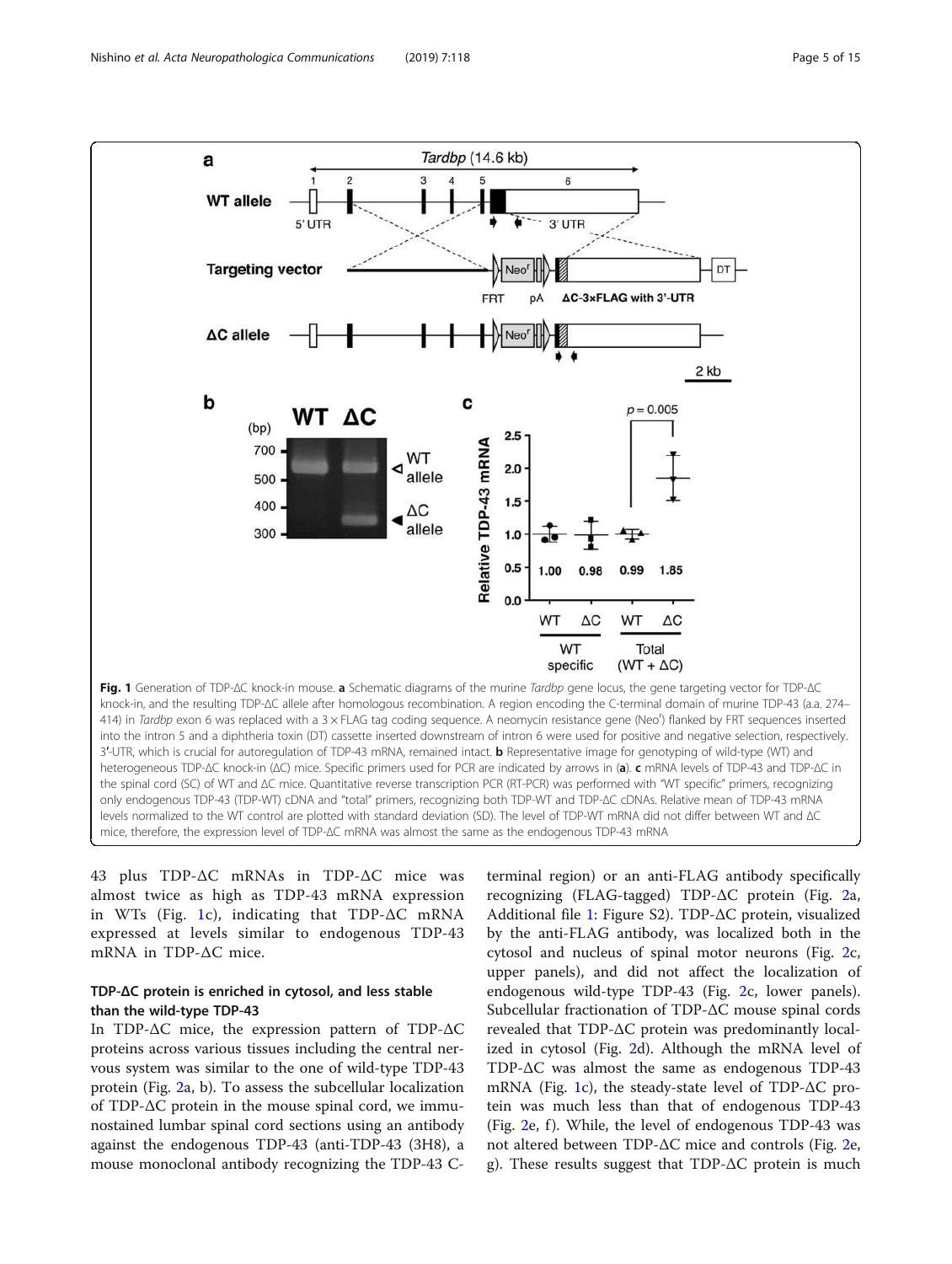Fig. 1 Generation of TDP-ΔC knock-in mouse. **a** Schematic diagrams of the murine *Tardbp* gene locus, the gene targeting vector for TDP-ΔC knock-in, and the resulting TDP-ΔC allele after homologous recombination. A region encoding the C-terminal domain of murine TDP-43 (a.a. 274–414) in *Tardbp* exon 6 was replaced with a 3 × FLAG tag coding sequence. A neomycin resistance gene (Neo$^r$) flanked by FRT sequences inserted into the intron 5 and a diphtheria toxin (DT) cassette inserted downstream of intron 6 were used for positive and negative selection, respectively. 3′-UTR, which is crucial for autoregulation of TDP-43 mRNA, remained intact. **b** Representative image for genotyping of wild-type (WT) and heterogeneous TDP-ΔC knock-in (ΔC) mice. Specific primers used for PCR are indicated by arrows in (**a**). **c** mRNA levels of TDP-43 and TDP-ΔC in the spinal cord (SC) of WT and ΔC mice. Quantitative reverse transcription PCR (RT-PCR) was performed with "WT specific" primers, recognizing only endogenous TDP-43 (TDP-WT) cDNA and "total" primers, recognizing both TDP-WT and TDP-ΔC cDNAs. Relative mean of TDP-43 mRNA levels normalized to the WT control are plotted with standard deviation (SD). The level of TDP-WT mRNA did not differ between WT and ΔC mice, therefore, the expression level of TDP-ΔC mRNA was almost the same as the endogenous TDP-43 mRNA

43 plus TDP-ΔC mRNAs in TDP-ΔC mice was almost twice as high as TDP-43 mRNA expression in WTs (Fig. 1c), indicating that TDP-ΔC mRNA expressed at levels similar to endogenous TDP-43 mRNA in TDP-ΔC mice.

### TDP-ΔC protein is enriched in cytosol, and less stable than the wild-type TDP-43

In TDP-ΔC mice, the expression pattern of TDP-ΔC proteins across various tissues including the central nervous system was similar to the one of wild-type TDP-43 protein (Fig. 2a, b). To assess the subcellular localization of TDP-ΔC protein in the mouse spinal cord, we immunostained lumbar spinal cord sections using an antibody against the endogenous TDP-43 (anti-TDP-43 (3H8), a mouse monoclonal antibody recognizing the TDP-43 C-terminal region) or an anti-FLAG antibody specifically recognizing (FLAG-tagged) TDP-ΔC protein (Fig. 2a, Additional file 1: Figure S2). TDP-ΔC protein, visualized by the anti-FLAG antibody, was localized both in the cytosol and nucleus of spinal motor neurons (Fig. 2c, upper panels), and did not affect the localization of endogenous wild-type TDP-43 (Fig. 2c, lower panels). Subcellular fractionation of TDP-ΔC mouse spinal cords revealed that TDP-ΔC protein was predominantly localized in cytosol (Fig. 2d). Although the mRNA level of TDP-ΔC was almost the same as endogenous TDP-43 mRNA (Fig. 1c), the steady-state level of TDP-ΔC protein was much less than that of endogenous TDP-43 (Fig. 2e, f). While, the level of endogenous TDP-43 was not altered between TDP-ΔC mice and controls (Fig. 2e, g). These results suggest that TDP-ΔC protein is much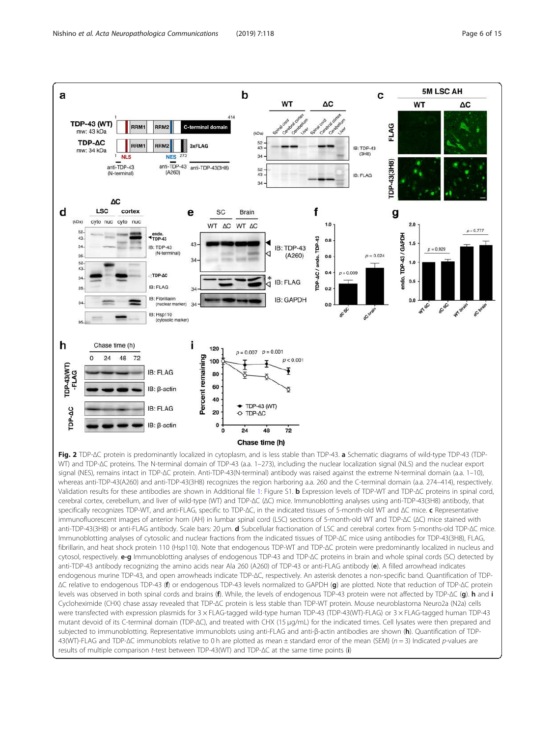**Fig. 2** TDP-ΔC protein is predominantly localized in cytoplasm, and is less stable than TDP-43. **a** Schematic diagrams of wild-type TDP-43 (TDP-WT) and TDP-ΔC proteins. The N-terminal domain of TDP-43 (a.a. 1–273), including the nuclear localization signal (NLS) and the nuclear export signal (NES), remains intact in TDP-ΔC protein. Anti-TDP-43(N-terminal) antibody was raised against the extreme N-terminal domain (a.a. 1–10), whereas anti-TDP-43(A260) and anti-TDP-43(3H8) recognizes the region harboring a.a. 260 and the C-terminal domain (a.a. 274–414), respectively. Validation results for these antibodies are shown in Additional file 1: Figure S1. **b** Expression levels of TDP-WT and TDP-ΔC proteins in spinal cord, cerebral cortex, cerebellum, and liver of wild-type (WT) and TDP-ΔC (ΔC) mice. Immunoblotting analyses using anti-TDP-43(3H8) antibody, that specifically recognizes TDP-WT, and anti-FLAG, specific to TDP-ΔC, in the indicated tissues of 5-month-old WT and ΔC mice. **c** Representative immunofluorescent images of anterior horn (AH) in lumbar spinal cord (LSC) sections of 5-month-old WT and TDP-ΔC (ΔC) mice stained with anti-TDP-43(3H8) or anti-FLAG antibody. Scale bars: 20 μm. **d** Subcellular fractionation of LSC and cerebral cortex from 5-months-old TDP-ΔC mice. Immunoblotting analyses of cytosolic and nuclear fractions from the indicated tissues of TDP-ΔC mice using antibodies for TDP-43(3H8), FLAG, fibrillarin, and heat shock protein 110 (Hsp110). Note that endogenous TDP-WT and TDP-ΔC protein were predominantly localized in nucleus and cytosol, respectively. **e-g** Immunoblotting analyses of endogenous TDP-43 and TDP-ΔC proteins in brain and whole spinal cords (SC) detected by anti-TDP-43 antibody recognizing the amino acids near Ala 260 (A260) of TDP-43 or anti-FLAG antibody (**e**). A filled arrowhead indicates endogenous murine TDP-43, and open arrowheads indicate TDP-ΔC, respectively. An asterisk denotes a non-specific band. Quantification of TDP-ΔC relative to endogenous TDP-43 (**f**) or endogenous TDP-43 levels normalized to GAPDH (**g**) are plotted. Note that reduction of TDP-ΔC protein levels was observed in both spinal cords and brains (**f**). While, the levels of endogenous TDP-43 protein were not affected by TDP-ΔC (**g**). **h** and **i** Cycloheximide (CHX) chase assay revealed that TDP-ΔC protein is less stable than TDP-WT protein. Mouse neuroblastoma Neuro2a (N2a) cells were transfected with expression plasmids for 3 × FLAG-tagged wild-type human TDP-43 (TDP-43(WT)-FLAG) or 3 × FLAG-tagged human TDP-43 mutant devoid of its C-terminal domain (TDP-ΔC), and treated with CHX (15 μg/mL) for the indicated times. Cell lysates were then prepared and subjected to immunoblotting. Representative immunoblots using anti-FLAG and anti-β-actin antibodies are shown (**h**). Quantification of TDP-43(WT)-FLAG and TDP-ΔC immunoblots relative to 0 h are plotted as mean ± standard error of the mean (SEM) ($n = 3$) Indicated $p$-values are results of multiple comparison $t$-test between TDP-43(WT) and TDP-ΔC at the same time points (**i**)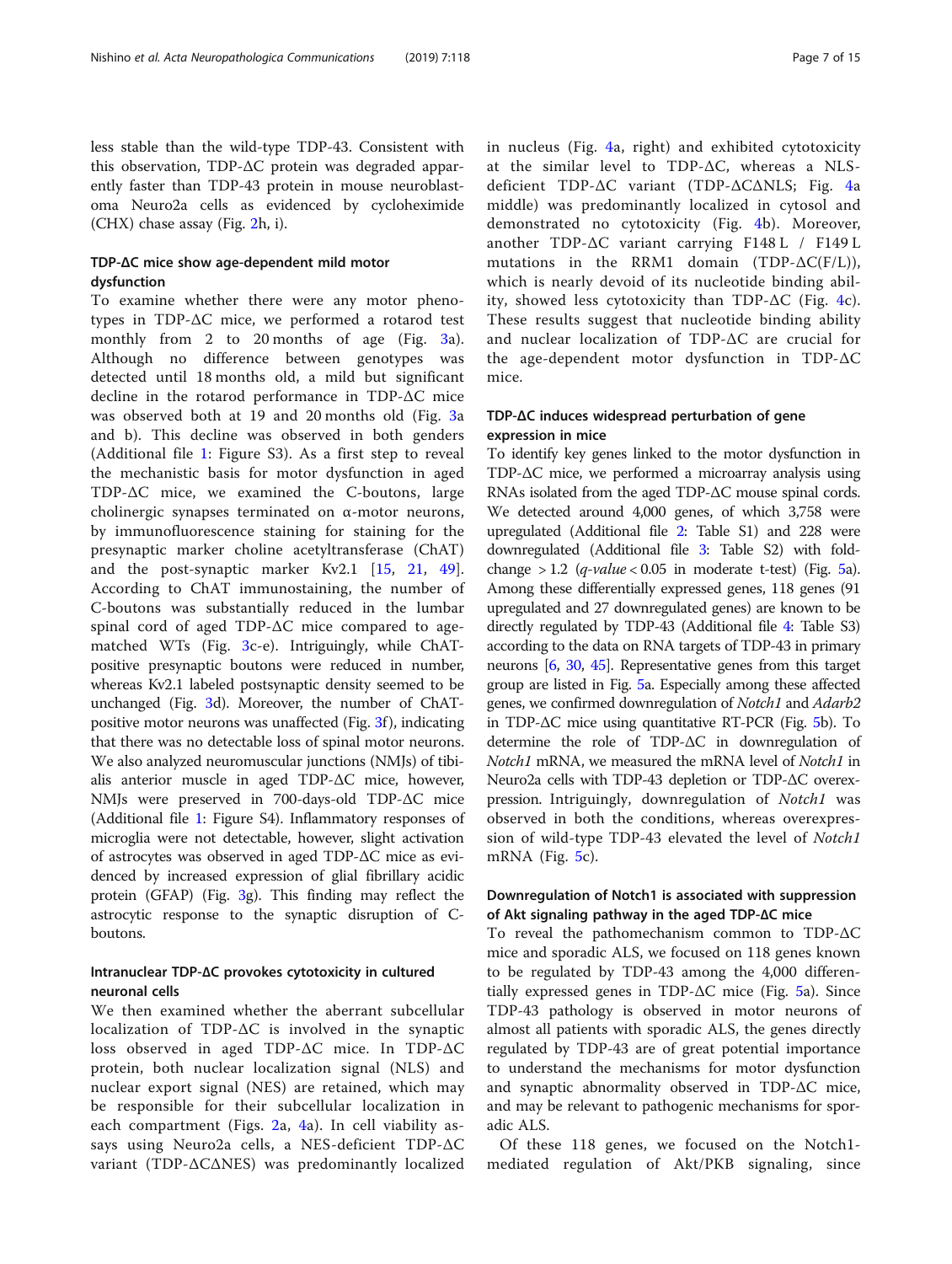less stable than the wild-type TDP-43. Consistent with this observation, TDP-ΔC protein was degraded apparently faster than TDP-43 protein in mouse neuroblastoma Neuro2a cells as evidenced by cycloheximide (CHX) chase assay (Fig. 2h, i).

### TDP-ΔC mice show age-dependent mild motor dysfunction

To examine whether there were any motor phenotypes in TDP-ΔC mice, we performed a rotarod test monthly from 2 to 20 months of age (Fig. 3a). Although no difference between genotypes was detected until 18 months old, a mild but significant decline in the rotarod performance in TDP-ΔC mice was observed both at 19 and 20 months old (Fig. 3a and b). This decline was observed in both genders (Additional file 1: Figure S3). As a first step to reveal the mechanistic basis for motor dysfunction in aged TDP-ΔC mice, we examined the C-boutons, large cholinergic synapses terminated on α-motor neurons, by immunofluorescence staining for staining for the presynaptic marker choline acetyltransferase (ChAT) and the post-synaptic marker Kv2.1 [15, 21, 49]. According to ChAT immunostaining, the number of C-boutons was substantially reduced in the lumbar spinal cord of aged TDP-ΔC mice compared to age-matched WTs (Fig. 3c-e). Intriguingly, while ChAT-positive presynaptic boutons were reduced in number, whereas Kv2.1 labeled postsynaptic density seemed to be unchanged (Fig. 3d). Moreover, the number of ChAT-positive motor neurons was unaffected (Fig. 3f), indicating that there was no detectable loss of spinal motor neurons. We also analyzed neuromuscular junctions (NMJs) of tibialis anterior muscle in aged TDP-ΔC mice, however, NMJs were preserved in 700-days-old TDP-ΔC mice (Additional file 1: Figure S4). Inflammatory responses of microglia were not detectable, however, slight activation of astrocytes was observed in aged TDP-ΔC mice as evidenced by increased expression of glial fibrillary acidic protein (GFAP) (Fig. 3g). This finding may reflect the astrocytic response to the synaptic disruption of C-boutons.

### Intranuclear TDP-ΔC provokes cytotoxicity in cultured neuronal cells

We then examined whether the aberrant subcellular localization of TDP-ΔC is involved in the synaptic loss observed in aged TDP-ΔC mice. In TDP-ΔC protein, both nuclear localization signal (NLS) and nuclear export signal (NES) are retained, which may be responsible for their subcellular localization in each compartment (Figs. 2a, 4a). In cell viability assays using Neuro2a cells, a NES-deficient TDP-ΔC variant (TDP-ΔCΔNES) was predominantly localized in nucleus (Fig. 4a, right) and exhibited cytotoxicity at the similar level to TDP-ΔC, whereas a NLS-deficient TDP-ΔC variant (TDP-ΔCΔNLS; Fig. 4a middle) was predominantly localized in cytosol and demonstrated no cytotoxicity (Fig. 4b). Moreover, another TDP-ΔC variant carrying F148 L / F149 L mutations in the RRM1 domain (TDP-ΔC(F/L)), which is nearly devoid of its nucleotide binding ability, showed less cytotoxicity than TDP-ΔC (Fig. 4c). These results suggest that nucleotide binding ability and nuclear localization of TDP-ΔC are crucial for the age-dependent motor dysfunction in TDP-ΔC mice.

### TDP-ΔC induces widespread perturbation of gene expression in mice

To identify key genes linked to the motor dysfunction in TDP-ΔC mice, we performed a microarray analysis using RNAs isolated from the aged TDP-ΔC mouse spinal cords. We detected around 4,000 genes, of which 3,758 were upregulated (Additional file 2: Table S1) and 228 were downregulated (Additional file 3: Table S2) with fold-change > 1.2 (*q-value* < 0.05 in moderate t-test) (Fig. 5a). Among these differentially expressed genes, 118 genes (91 upregulated and 27 downregulated genes) are known to be directly regulated by TDP-43 (Additional file 4: Table S3) according to the data on RNA targets of TDP-43 in primary neurons [6, 30, 45]. Representative genes from this target group are listed in Fig. 5a. Especially among these affected genes, we confirmed downregulation of *Notch1* and *Adarb2* in TDP-ΔC mice using quantitative RT-PCR (Fig. 5b). To determine the role of TDP-ΔC in downregulation of *Notch1* mRNA, we measured the mRNA level of *Notch1* in Neuro2a cells with TDP-43 depletion or TDP-ΔC overexpression. Intriguingly, downregulation of *Notch1* was observed in both the conditions, whereas overexpression of wild-type TDP-43 elevated the level of *Notch1* mRNA (Fig. 5c).

### Downregulation of Notch1 is associated with suppression of Akt signaling pathway in the aged TDP-ΔC mice

To reveal the pathomechanism common to TDP-ΔC mice and sporadic ALS, we focused on 118 genes known to be regulated by TDP-43 among the 4,000 differentially expressed genes in TDP-ΔC mice (Fig. 5a). Since TDP-43 pathology is observed in motor neurons of almost all patients with sporadic ALS, the genes directly regulated by TDP-43 are of great potential importance to understand the mechanisms for motor dysfunction and synaptic abnormality observed in TDP-ΔC mice, and may be relevant to pathogenic mechanisms for sporadic ALS.

Of these 118 genes, we focused on the Notch1-mediated regulation of Akt/PKB signaling, since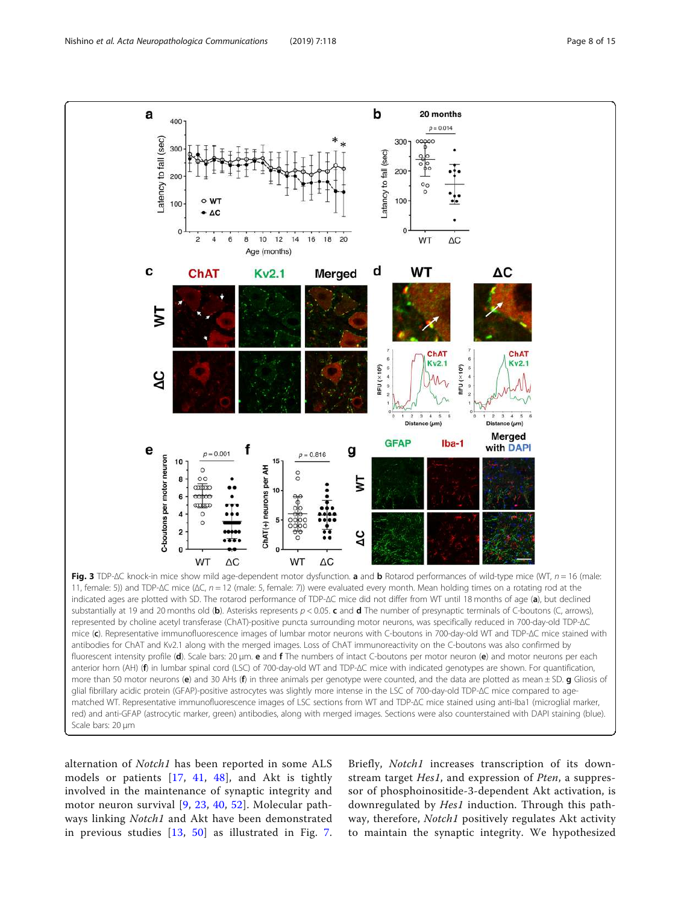**Fig. 3** TDP-ΔC knock-in mice show mild age-dependent motor dysfunction. **a** and **b** Rotarod performances of wild-type mice (WT, $n = 16$ (male: 11, female: 5)) and TDP-ΔC mice (ΔC, $n = 12$ (male: 5, female: 7)) were evaluated every month. Mean holding times on a rotating rod at the indicated ages are plotted with SD. The rotarod performance of TDP-ΔC mice did not differ from WT until 18 months of age (**a**), but declined substantially at 19 and 20 months old (**b**). Asterisks represents $p < 0.05$. **c** and **d** The number of presynaptic terminals of C-boutons (C, arrows), represented by choline acetyl transferase (ChAT)-positive puncta surrounding motor neurons, was specifically reduced in 700-day-old TDP-ΔC mice (**c**). Representative immunofluorescence images of lumbar motor neurons with C-boutons in 700-day-old WT and TDP-ΔC mice stained with antibodies for ChAT and Kv2.1 along with the merged images. Loss of ChAT immunoreactivity on the C-boutons was also confirmed by fluorescent intensity profile (**d**). Scale bars: 20 μm. **e** and **f** The numbers of intact C-boutons per motor neuron (**e**) and motor neurons per each anterior horn (AH) (**f**) in lumbar spinal cord (LSC) of 700-day-old WT and TDP-ΔC mice with indicated genotypes are shown. For quantification, more than 50 motor neurons (**e**) and 30 AHs (**f**) in three animals per genotype were counted, and the data are plotted as mean ± SD. **g** Gliosis of glial fibrillary acidic protein (GFAP)-positive astrocytes was slightly more intense in the LSC of 700-day-old TDP-ΔC mice compared to age-matched WT. Representative immunofluorescence images of LSC sections from WT and TDP-ΔC mice stained using anti-Iba1 (microglial marker, red) and anti-GFAP (astrocytic marker, green) antibodies, along with merged images. Sections were also counterstained with DAPI staining (blue). Scale bars: 20 μm

alternation of *Notch1* has been reported in some ALS models or patients [17, 41, 48], and Akt is tightly involved in the maintenance of synaptic integrity and motor neuron survival [9, 23, 40, 52]. Molecular pathways linking *Notch1* and Akt have been demonstrated in previous studies [13, 50] as illustrated in Fig. 7. Briefly, *Notch1* increases transcription of its downstream target *Hes1*, and expression of *Pten*, a suppressor of phosphoinositide-3-dependent Akt activation, is downregulated by *Hes1* induction. Through this pathway, therefore, *Notch1* positively regulates Akt activity to maintain the synaptic integrity. We hypothesized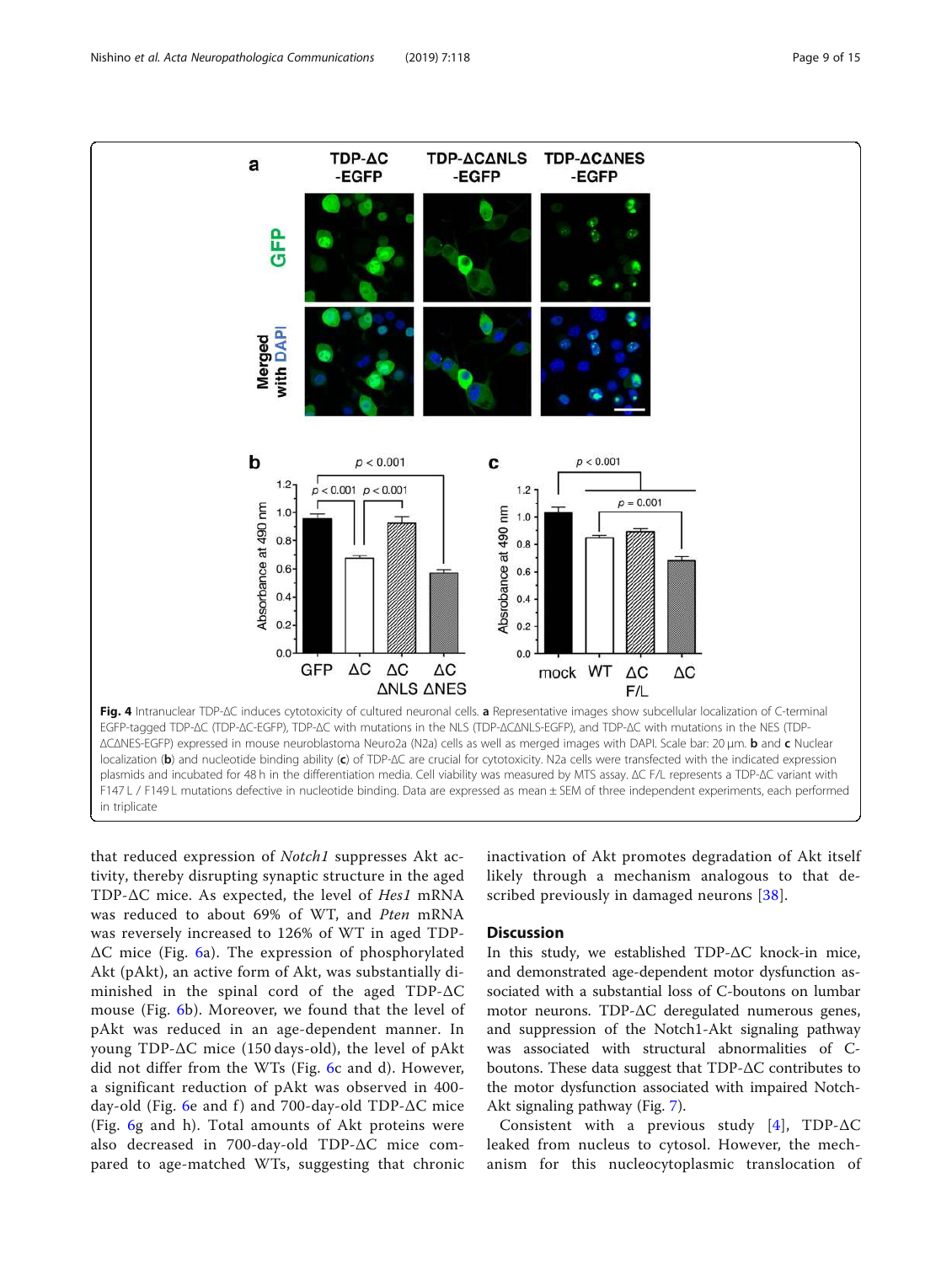**Fig. 4** Intranuclear TDP-ΔC induces cytotoxicity of cultured neuronal cells. **a** Representative images show subcellular localization of C-terminal EGFP-tagged TDP-ΔC (TDP-ΔC-EGFP), TDP-ΔC with mutations in the NLS (TDP-ΔCΔNLS-EGFP), and TDP-ΔC with mutations in the NES (TDP-ΔCΔNES-EGFP) expressed in mouse neuroblastoma Neuro2a (N2a) cells as well as merged images with DAPI. Scale bar: 20 μm. **b** and **c** Nuclear localization (**b**) and nucleotide binding ability (**c**) of TDP-ΔC are crucial for cytotoxicity. N2a cells were transfected with the indicated expression plasmids and incubated for 48 h in the differentiation media. Cell viability was measured by MTS assay. ΔC F/L represents a TDP-ΔC variant with F147 L / F149 L mutations defective in nucleotide binding. Data are expressed as mean ± SEM of three independent experiments, each performed in triplicate

that reduced expression of *Notch1* suppresses Akt activity, thereby disrupting synaptic structure in the aged TDP-ΔC mice. As expected, the level of *Hes1* mRNA was reduced to about 69% of WT, and *Pten* mRNA was reversely increased to 126% of WT in aged TDP-ΔC mice (Fig. 6a). The expression of phosphorylated Akt (pAkt), an active form of Akt, was substantially diminished in the spinal cord of the aged TDP-ΔC mouse (Fig. 6b). Moreover, we found that the level of pAkt was reduced in an age-dependent manner. In young TDP-ΔC mice (150 days-old), the level of pAkt did not differ from the WTs (Fig. 6c and d). However, a significant reduction of pAkt was observed in 400-day-old (Fig. 6e and f) and 700-day-old TDP-ΔC mice (Fig. 6g and h). Total amounts of Akt proteins were also decreased in 700-day-old TDP-ΔC mice compared to age-matched WTs, suggesting that chronic inactivation of Akt promotes degradation of Akt itself likely through a mechanism analogous to that described previously in damaged neurons [38].

## Discussion

In this study, we established TDP-ΔC knock-in mice, and demonstrated age-dependent motor dysfunction associated with a substantial loss of C-boutons on lumbar motor neurons. TDP-ΔC deregulated numerous genes, and suppression of the Notch1-Akt signaling pathway was associated with structural abnormalities of C-boutons. These data suggest that TDP-ΔC contributes to the motor dysfunction associated with impaired Notch-Akt signaling pathway (Fig. 7).

Consistent with a previous study [4], TDP-ΔC leaked from nucleus to cytosol. However, the mechanism for this nucleocytoplasmic translocation of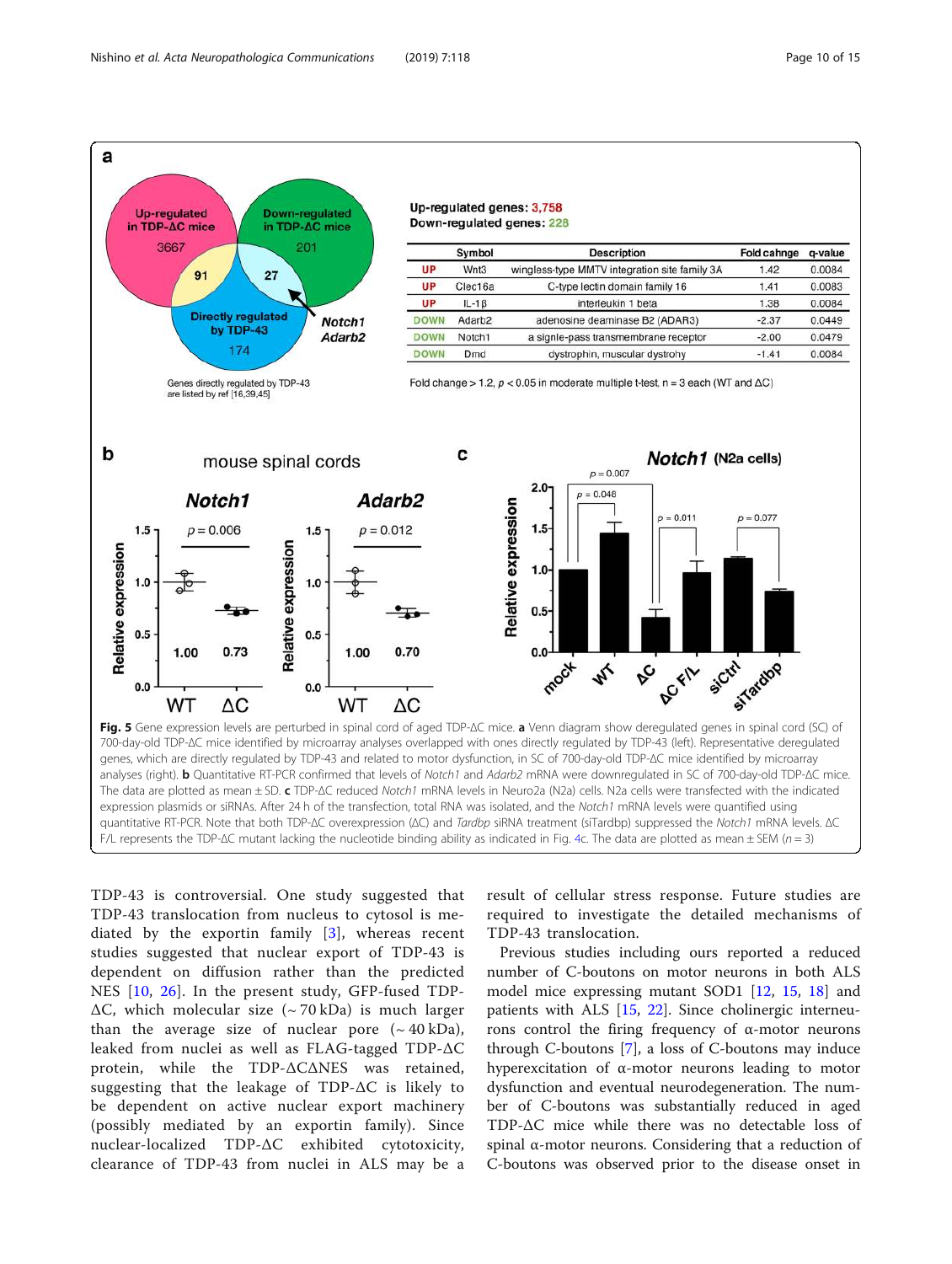**Fig. 5** Gene expression levels are perturbed in spinal cord of aged TDP-ΔC mice. **a** Venn diagram show deregulated genes in spinal cord (SC) of 700-day-old TDP-ΔC mice identified by microarray analyses overlapped with ones directly regulated by TDP-43 (left). Representative deregulated genes, which are directly regulated by TDP-43 and related to motor dysfunction, in SC of 700-day-old TDP-ΔC mice identified by microarray analyses (right). **b** Quantitative RT-PCR confirmed that levels of *Notch1* and *Adarb2* mRNA were downregulated in SC of 700-day-old TDP-ΔC mice. The data are plotted as mean ± SD. **c** TDP-ΔC reduced *Notch1* mRNA levels in Neuro2a (N2a) cells. N2a cells were transfected with the indicated expression plasmids or siRNAs. After 24 h of the transfection, total RNA was isolated, and the *Notch1* mRNA levels were quantified using quantitative RT-PCR. Note that both TDP-ΔC overexpression (ΔC) and *Tardbp* siRNA treatment (siTardbp) suppressed the *Notch1* mRNA levels. ΔC F/L represents the TDP-ΔC mutant lacking the nucleotide binding ability as indicated in Fig. 4c. The data are plotted as mean ± SEM ($n = 3$)

TDP-43 is controversial. One study suggested that TDP-43 translocation from nucleus to cytosol is mediated by the exportin family [3], whereas recent studies suggested that nuclear export of TDP-43 is dependent on diffusion rather than the predicted NES [10, 26]. In the present study, GFP-fused TDP-ΔC, which molecular size (~ 70 kDa) is much larger than the average size of nuclear pore (~ 40 kDa), leaked from nuclei as well as FLAG-tagged TDP-ΔC protein, while the TDP-ΔCΔNES was retained, suggesting that the leakage of TDP-ΔC is likely to be dependent on active nuclear export machinery (possibly mediated by an exportin family). Since nuclear-localized TDP-ΔC exhibited cytotoxicity, clearance of TDP-43 from nuclei in ALS may be a result of cellular stress response. Future studies are required to investigate the detailed mechanisms of TDP-43 translocation.

Previous studies including ours reported a reduced number of C-boutons on motor neurons in both ALS model mice expressing mutant SOD1 [12, 15, 18] and patients with ALS [15, 22]. Since cholinergic interneurons control the firing frequency of α-motor neurons through C-boutons [7], a loss of C-boutons may induce hyperexcitation of α-motor neurons leading to motor dysfunction and eventual neurodegeneration. The number of C-boutons was substantially reduced in aged TDP-ΔC mice while there was no detectable loss of spinal α-motor neurons. Considering that a reduction of C-boutons was observed prior to the disease onset in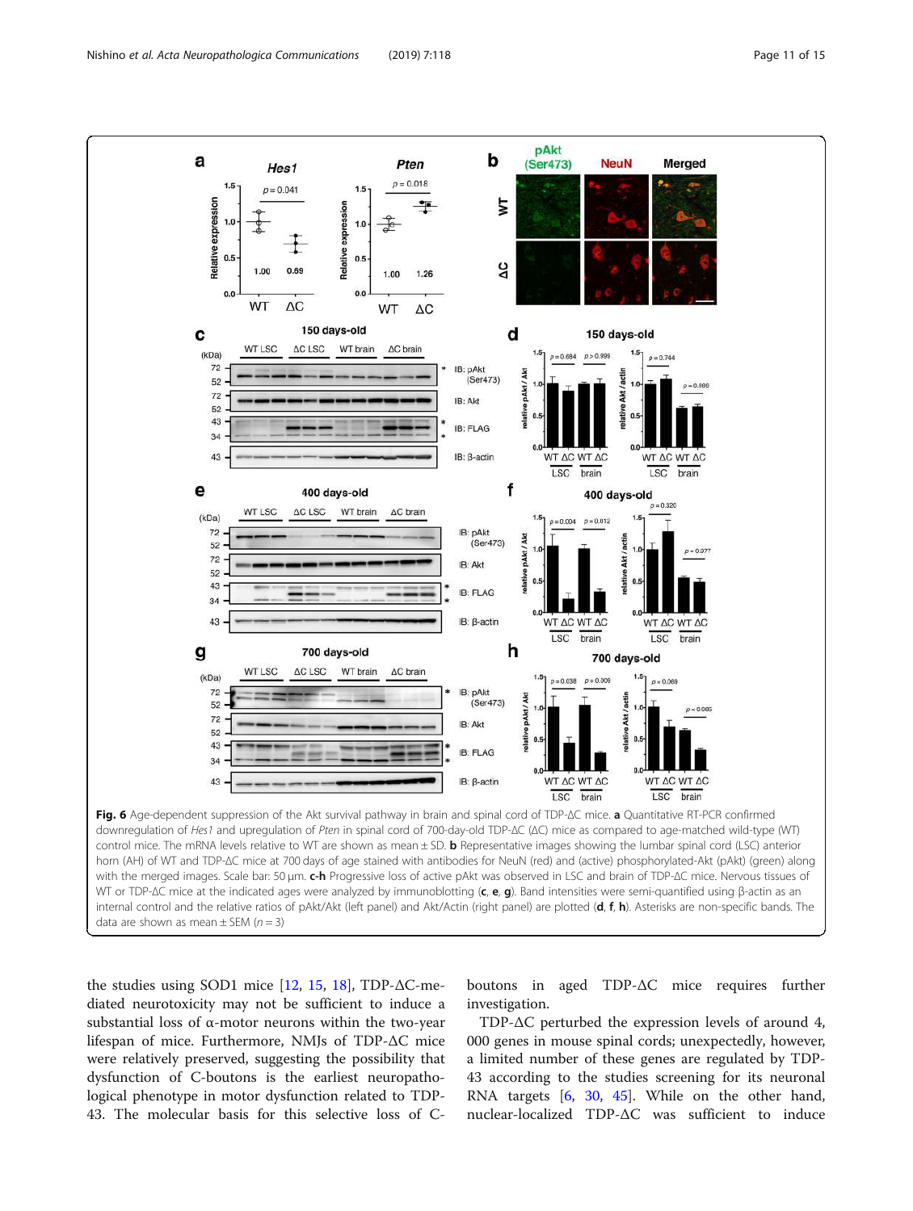**Fig. 6** Age-dependent suppression of the Akt survival pathway in brain and spinal cord of TDP-ΔC mice. **a** Quantitative RT-PCR confirmed downregulation of *Hes1* and upregulation of *Pten* in spinal cord of 700-day-old TDP-ΔC (ΔC) mice as compared to age-matched wild-type (WT) control mice. The mRNA levels relative to WT are shown as mean ± SD. **b** Representative images showing the lumbar spinal cord (LSC) anterior horn (AH) of WT and TDP-ΔC mice at 700 days of age stained with antibodies for NeuN (red) and (active) phosphorylated-Akt (pAkt) (green) along with the merged images. Scale bar: 50 μm. **c-h** Progressive loss of active pAkt was observed in LSC and brain of TDP-ΔC mice. Nervous tissues of WT or TDP-ΔC mice at the indicated ages were analyzed by immunoblotting (**c**, **e**, **g**). Band intensities were semi-quantified using β-actin as an internal control and the relative ratios of pAkt/Akt (left panel) and Akt/Actin (right panel) are plotted (**d**, **f**, **h**). Asterisks are non-specific bands. The data are shown as mean ± SEM ($n = 3$)

the studies using SOD1 mice [12, 15, 18], TDP-ΔC-mediated neurotoxicity may not be sufficient to induce a substantial loss of α-motor neurons within the two-year lifespan of mice. Furthermore, NMJs of TDP-ΔC mice were relatively preserved, suggesting the possibility that dysfunction of C-boutons is the earliest neuropathological phenotype in motor dysfunction related to TDP-43. The molecular basis for this selective loss of C-boutons in aged TDP-ΔC mice requires further investigation.

TDP-ΔC perturbed the expression levels of around 4,000 genes in mouse spinal cords; unexpectedly, however, a limited number of these genes are regulated by TDP-43 according to the studies screening for its neuronal RNA targets [6, 30, 45]. While on the other hand, nuclear-localized TDP-ΔC was sufficient to induce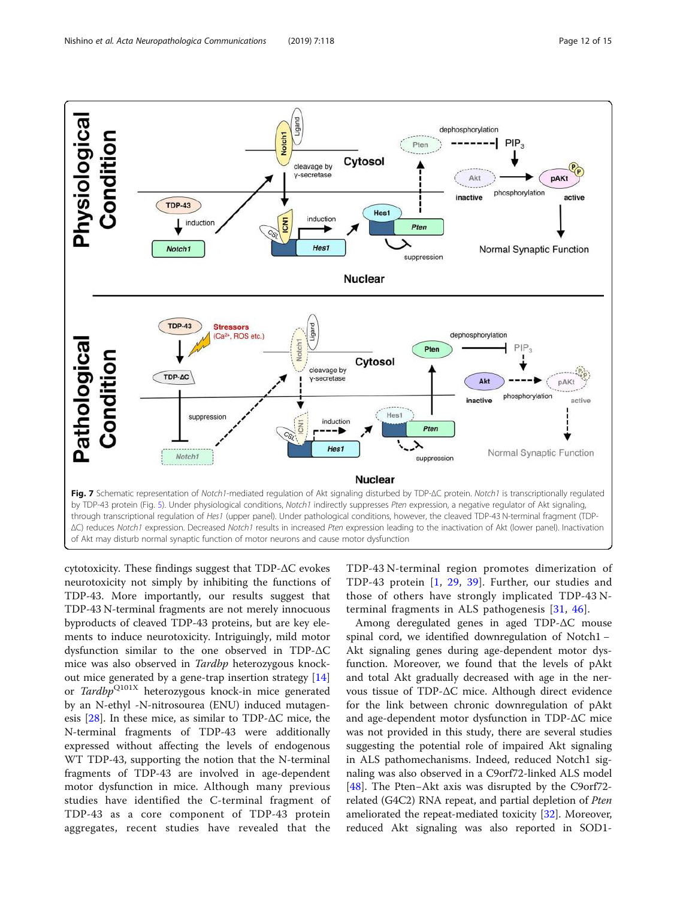**Fig. 7** Schematic representation of *Notch1*-mediated regulation of Akt signaling disturbed by TDP-ΔC protein. *Notch1* is transcriptionally regulated by TDP-43 protein (Fig. 5). Under physiological conditions, *Notch1* indirectly suppresses *Pten* expression, a negative regulator of Akt signaling, through transcriptional regulation of *Hes1* (upper panel). Under pathological conditions, however, the cleaved TDP-43 N-terminal fragment (TDP-ΔC) reduces *Notch1* expression. Decreased *Notch1* results in increased *Pten* expression leading to the inactivation of Akt (lower panel). Inactivation of Akt may disturb normal synaptic function of motor neurons and cause motor dysfunction

cytotoxicity. These findings suggest that TDP-ΔC evokes neurotoxicity not simply by inhibiting the functions of TDP-43. More importantly, our results suggest that TDP-43 N-terminal fragments are not merely innocuous byproducts of cleaved TDP-43 proteins, but are key elements to induce neurotoxicity. Intriguingly, mild motor dysfunction similar to the one observed in TDP-ΔC mice was also observed in *Tardbp* heterozygous knock-out mice generated by a gene-trap insertion strategy [14] or *Tardbp*$^{Q101X}$ heterozygous knock-in mice generated by an N-ethyl -N-nitrosourea (ENU) induced mutagenesis [28]. In these mice, as similar to TDP-ΔC mice, the N-terminal fragments of TDP-43 were additionally expressed without affecting the levels of endogenous WT TDP-43, supporting the notion that the N-terminal fragments of TDP-43 are involved in age-dependent motor dysfunction in mice. Although many previous studies have identified the C-terminal fragment of TDP-43 as a core component of TDP-43 protein aggregates, recent studies have revealed that the TDP-43 N-terminal region promotes dimerization of TDP-43 protein [1, 29, 39]. Further, our studies and those of others have strongly implicated TDP-43 N-terminal fragments in ALS pathogenesis [31, 46].

Among deregulated genes in aged TDP-ΔC mouse spinal cord, we identified downregulation of Notch1 – Akt signaling genes during age-dependent motor dysfunction. Moreover, we found that the levels of pAkt and total Akt gradually decreased with age in the nervous tissue of TDP-ΔC mice. Although direct evidence for the link between chronic downregulation of pAkt and age-dependent motor dysfunction in TDP-ΔC mice was not provided in this study, there are several studies suggesting the potential role of impaired Akt signaling in ALS pathomechanisms. Indeed, reduced Notch1 signaling was also observed in a C9orf72-linked ALS model [48]. The Pten–Akt axis was disrupted by the C9orf72-related (G4C2) RNA repeat, and partial depletion of *Pten* ameliorated the repeat-mediated toxicity [32]. Moreover, reduced Akt signaling was also reported in SOD1-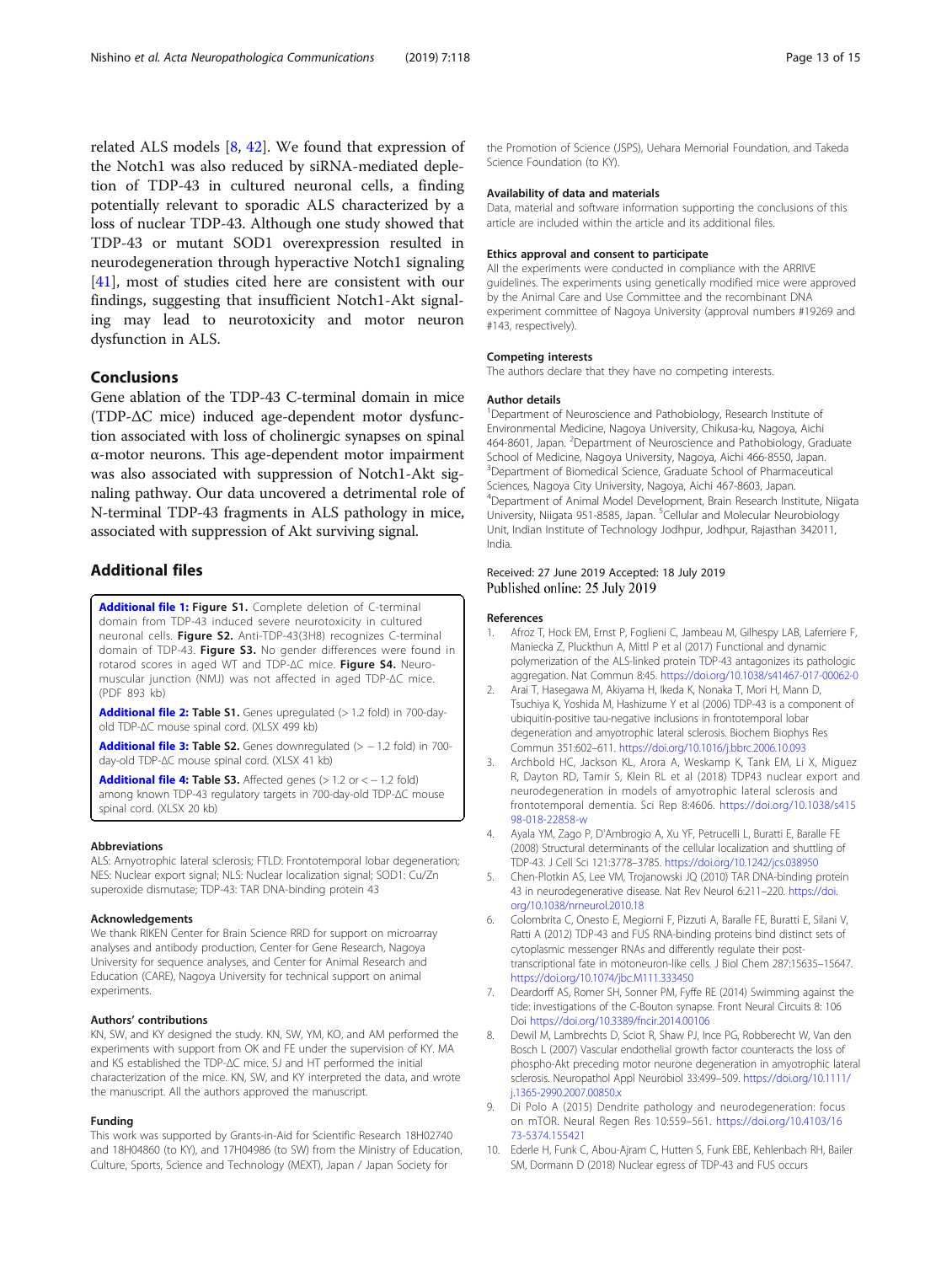related ALS models [8, 42]. We found that expression of the Notch1 was also reduced by siRNA-mediated depletion of TDP-43 in cultured neuronal cells, a finding potentially relevant to sporadic ALS characterized by a loss of nuclear TDP-43. Although one study showed that TDP-43 or mutant SOD1 overexpression resulted in neurodegeneration through hyperactive Notch1 signaling [41], most of studies cited here are consistent with our findings, suggesting that insufficient Notch1-Akt signaling may lead to neurotoxicity and motor neuron dysfunction in ALS.

## Conclusions

Gene ablation of the TDP-43 C-terminal domain in mice (TDP-ΔC mice) induced age-dependent motor dysfunction associated with loss of cholinergic synapses on spinal α-motor neurons. This age-dependent motor impairment was also associated with suppression of Notch1-Akt signaling pathway. Our data uncovered a detrimental role of N-terminal TDP-43 fragments in ALS pathology in mice, associated with suppression of Akt surviving signal.

## Additional files

**Additional file 1: Figure S1.** Complete deletion of C-terminal domain from TDP-43 induced severe neurotoxicity in cultured neuronal cells. **Figure S2.** Anti-TDP-43(3H8) recognizes C-terminal domain of TDP-43. **Figure S3.** No gender differences were found in rotarod scores in aged WT and TDP-ΔC mice. **Figure S4.** Neuromuscular junction (NMJ) was not affected in aged TDP-ΔC mice. (PDF 893 kb)

**Additional file 2: Table S1.** Genes upregulated (> 1.2 fold) in 700-day-old TDP-ΔC mouse spinal cord. (XLSX 499 kb)

**Additional file 3: Table S2.** Genes downregulated (> − 1.2 fold) in 700-day-old TDP-ΔC mouse spinal cord. (XLSX 41 kb)

**Additional file 4: Table S3.** Affected genes (> 1.2 or < − 1.2 fold) among known TDP-43 regulatory targets in 700-day-old TDP-ΔC mouse spinal cord. (XLSX 20 kb)

### Abbreviations

ALS: Amyotrophic lateral sclerosis; FTLD: Frontotemporal lobar degeneration; NES: Nuclear export signal; NLS: Nuclear localization signal; SOD1: Cu/Zn superoxide dismutase; TDP-43: TAR DNA-binding protein 43

### Acknowledgements

We thank RIKEN Center for Brain Science RRD for support on microarray analyses and antibody production, Center for Gene Research, Nagoya University for sequence analyses, and Center for Animal Research and Education (CARE), Nagoya University for technical support on animal experiments.

### Authors' contributions

KN, SW, and KY designed the study. KN, SW, YM, KO, and AM performed the experiments with support from OK and FE under the supervision of KY. MA and KS established the TDP-ΔC mice. SJ and HT performed the initial characterization of the mice. KN, SW, and KY interpreted the data, and wrote the manuscript. All the authors approved the manuscript.

### Funding

This work was supported by Grants-in-Aid for Scientific Research 18H02740 and 18H04860 (to KY), and 17H04986 (to SW) from the Ministry of Education, Culture, Sports, Science and Technology (MEXT), Japan / Japan Society for the Promotion of Science (JSPS), Uehara Memorial Foundation, and Takeda Science Foundation (to KY).

### Availability of data and materials

Data, material and software information supporting the conclusions of this article are included within the article and its additional files.

### Ethics approval and consent to participate

All the experiments were conducted in compliance with the ARRIVE guidelines. The experiments using genetically modified mice were approved by the Animal Care and Use Committee and the recombinant DNA experiment committee of Nagoya University (approval numbers #19269 and #143, respectively).

### Competing interests

The authors declare that they have no competing interests.

### Author details

[1]Department of Neuroscience and Pathobiology, Research Institute of Environmental Medicine, Nagoya University, Chikusa-ku, Nagoya, Aichi 464-8601, Japan. [2]Department of Neuroscience and Pathobiology, Graduate School of Medicine, Nagoya University, Nagoya, Aichi 466-8550, Japan. [3]Department of Biomedical Science, Graduate School of Pharmaceutical Sciences, Nagoya City University, Nagoya, Aichi 467-8603, Japan. [4]Department of Animal Model Development, Brain Research Institute, Niigata University, Niigata 951-8585, Japan. [5]Cellular and Molecular Neurobiology Unit, Indian Institute of Technology Jodhpur, Jodhpur, Rajasthan 342011, India.

Received: 27 June 2019 Accepted: 18 July 2019
Published online: 25 July 2019

### References

1. Afroz T, Hock EM, Ernst P, Foglieni C, Jambeau M, Gilhespy LAB, Laferriere F, Maniecka Z, Pluckthun A, Mittl P et al (2017) Functional and dynamic polymerization of the ALS-linked protein TDP-43 antagonizes its pathologic aggregation. Nat Commun 8:45. https://doi.org/10.1038/s41467-017-00062-0
2. Arai T, Hasegawa M, Akiyama H, Ikeda K, Nonaka T, Mori H, Mann D, Tsuchiya K, Yoshida M, Hashizume Y et al (2006) TDP-43 is a component of ubiquitin-positive tau-negative inclusions in frontotemporal lobar degeneration and amyotrophic lateral sclerosis. Biochem Biophys Res Commun 351:602–611. https://doi.org/10.1016/j.bbrc.2006.10.093
3. Archbold HC, Jackson KL, Arora A, Weskamp K, Tank EM, Li X, Miguez R, Dayton RD, Tamir S, Klein RL et al (2018) TDP43 nuclear export and neurodegeneration in models of amyotrophic lateral sclerosis and frontotemporal dementia. Sci Rep 8:4606. https://doi.org/10.1038/s41598-018-22858-w
4. Ayala YM, Zago P, D'Ambrogio A, Xu YF, Petrucelli L, Buratti E, Baralle FE (2008) Structural determinants of the cellular localization and shuttling of TDP-43. J Cell Sci 121:3778–3785. https://doi.org/10.1242/jcs.038950
5. Chen-Plotkin AS, Lee VM, Trojanowski JQ (2010) TAR DNA-binding protein 43 in neurodegenerative disease. Nat Rev Neurol 6:211–220. https://doi.org/10.1038/nrneurol.2010.18
6. Colombrita C, Onesto E, Megiorni F, Pizzuti A, Baralle FE, Buratti E, Silani V, Ratti A (2012) TDP-43 and FUS RNA-binding proteins bind distinct sets of cytoplasmic messenger RNAs and differently regulate their post-transcriptional fate in motoneuron-like cells. J Biol Chem 287:15635–15647. https://doi.org/10.1074/jbc.M111.333450
7. Deardorff AS, Romer SH, Sonner PM, Fyffe RE (2014) Swimming against the tide: investigations of the C-Bouton synapse. Front Neural Circuits 8: 106 Doi https://doi.org/10.3389/fncir.2014.00106
8. Dewil M, Lambrechts D, Sciot R, Shaw PJ, Ince PG, Robberecht W, Van den Bosch L (2007) Vascular endothelial growth factor counteracts the loss of phospho-Akt preceding motor neurone degeneration in amyotrophic lateral sclerosis. Neuropathol Appl Neurobiol 33:499–509. https://doi.org/10.1111/j.1365-2990.2007.00850.x
9. Di Polo A (2015) Dendrite pathology and neurodegeneration: focus on mTOR. Neural Regen Res 10:559–561. https://doi.org/10.4103/1673-5374.155421
10. Ederle H, Funk C, Abou-Ajram C, Hutten S, Funk EBE, Kehlenbach RH, Bailer SM, Dormann D (2018) Nuclear egress of TDP-43 and FUS occurs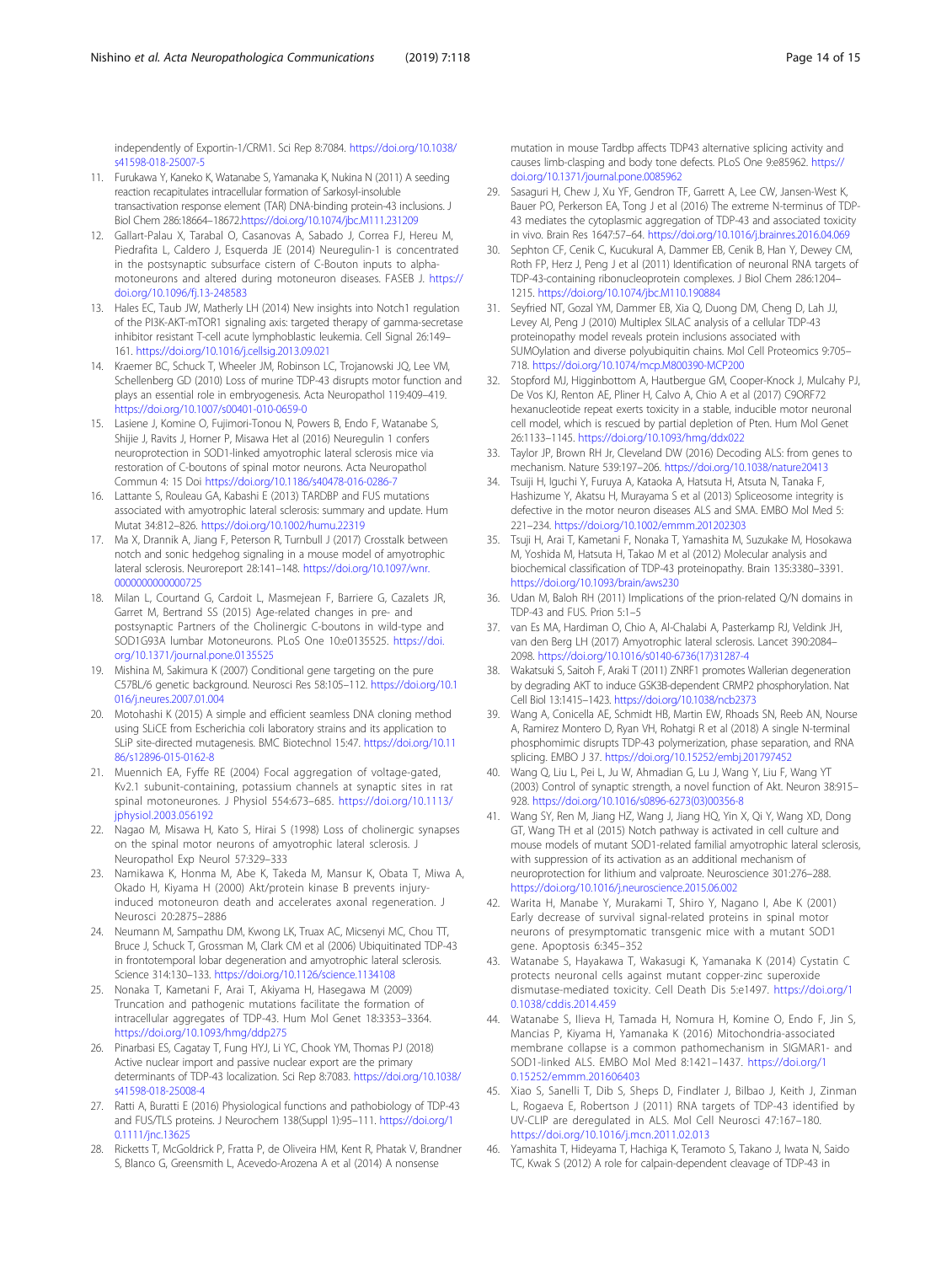independently of Exportin-1/CRM1. Sci Rep 8:7084. https://doi.org/10.1038/s41598-018-25007-5

11. Furukawa Y, Kaneko K, Watanabe S, Yamanaka K, Nukina N (2011) A seeding reaction recapitulates intracellular formation of Sarkosyl-insoluble transactivation response element (TAR) DNA-binding protein-43 inclusions. J Biol Chem 286:18664–18672.https://doi.org/10.1074/jbc.M111.231209
12. Gallart-Palau X, Tarabal O, Casanovas A, Sabado J, Correa FJ, Hereu M, Piedrafita L, Caldero J, Esquerda JE (2014) Neuregulin-1 is concentrated in the postsynaptic subsurface cistern of C-Bouton inputs to alpha-motoneurons and altered during motoneuron diseases. FASEB J. https://doi.org/10.1096/fj.13-248583
13. Hales EC, Taub JW, Matherly LH (2014) New insights into Notch1 regulation of the PI3K-AKT-mTOR1 signaling axis: targeted therapy of gamma-secretase inhibitor resistant T-cell acute lymphoblastic leukemia. Cell Signal 26:149–161. https://doi.org/10.1016/j.cellsig.2013.09.021
14. Kraemer BC, Schuck T, Wheeler JM, Robinson LC, Trojanowski JQ, Lee VM, Schellenberg GD (2010) Loss of murine TDP-43 disrupts motor function and plays an essential role in embryogenesis. Acta Neuropathol 119:409–419. https://doi.org/10.1007/s00401-010-0659-0
15. Lasiene J, Komine O, Fujimori-Tonou N, Powers B, Endo F, Watanabe S, Shijie J, Ravits J, Horner P, Misawa Het al (2016) Neuregulin 1 confers neuroprotection in SOD1-linked amyotrophic lateral sclerosis mice via restoration of C-boutons of spinal motor neurons. Acta Neuropathol Commun 4: 15 Doi https://doi.org/10.1186/s40478-016-0286-7
16. Lattante S, Rouleau GA, Kabashi E (2013) TARDBP and FUS mutations associated with amyotrophic lateral sclerosis: summary and update. Hum Mutat 34:812–826. https://doi.org/10.1002/humu.22319
17. Ma X, Drannik A, Jiang F, Peterson R, Turnbull J (2017) Crosstalk between notch and sonic hedgehog signaling in a mouse model of amyotrophic lateral sclerosis. Neuroreport 28:141–148. https://doi.org/10.1097/wnr.0000000000000725
18. Milan L, Courtand G, Cardoit L, Masmejean F, Barriere G, Cazalets JR, Garret M, Bertrand SS (2015) Age-related changes in pre- and postsynaptic Partners of the Cholinergic C-boutons in wild-type and SOD1G93A lumbar Motoneurons. PLoS One 10:e0135525. https://doi.org/10.1371/journal.pone.0135525
19. Mishina M, Sakimura K (2007) Conditional gene targeting on the pure C57BL/6 genetic background. Neurosci Res 58:105–112. https://doi.org/10.1016/j.neures.2007.01.004
20. Motohashi K (2015) A simple and efficient seamless DNA cloning method using SLiCE from Escherichia coli laboratory strains and its application to SLiP site-directed mutagenesis. BMC Biotechnol 15:47. https://doi.org/10.1186/s12896-015-0162-8
21. Muennich EA, Fyffe RE (2004) Focal aggregation of voltage-gated, Kv2.1 subunit-containing, potassium channels at synaptic sites in rat spinal motoneurones. J Physiol 554:673–685. https://doi.org/10.1113/jphysiol.2003.056192
22. Nagao M, Misawa H, Kato S, Hirai S (1998) Loss of cholinergic synapses on the spinal motor neurons of amyotrophic lateral sclerosis. J Neuropathol Exp Neurol 57:329–333
23. Namikawa K, Honma M, Abe K, Takeda M, Mansur K, Obata T, Miwa A, Okado H, Kiyama H (2000) Akt/protein kinase B prevents injury-induced motoneuron death and accelerates axonal regeneration. J Neurosci 20:2875–2886
24. Neumann M, Sampathu DM, Kwong LK, Truax AC, Micsenyi MC, Chou TT, Bruce J, Schuck T, Grossman M, Clark CM et al (2006) Ubiquitinated TDP-43 in frontotemporal lobar degeneration and amyotrophic lateral sclerosis. Science 314:130–133. https://doi.org/10.1126/science.1134108
25. Nonaka T, Kametani F, Arai T, Akiyama H, Hasegawa M (2009) Truncation and pathogenic mutations facilitate the formation of intracellular aggregates of TDP-43. Hum Mol Genet 18:3353–3364. https://doi.org/10.1093/hmg/ddp275
26. Pinarbasi ES, Cagatay T, Fung HYJ, Li YC, Chook YM, Thomas PJ (2018) Active nuclear import and passive nuclear export are the primary determinants of TDP-43 localization. Sci Rep 8:7083. https://doi.org/10.1038/s41598-018-25008-4
27. Ratti A, Buratti E (2016) Physiological functions and pathobiology of TDP-43 and FUS/TLS proteins. J Neurochem 138(Suppl 1):95–111. https://doi.org/10.1111/jnc.13625
28. Ricketts T, McGoldrick P, Fratta P, de Oliveira HM, Kent R, Phatak V, Brandner S, Blanco G, Greensmith L, Acevedo-Arozena A et al (2014) A nonsense mutation in mouse Tardbp affects TDP43 alternative splicing activity and causes limb-clasping and body tone defects. PLoS One 9:e85962. https://doi.org/10.1371/journal.pone.0085962
29. Sasaguri H, Chew J, Xu YF, Gendron TF, Garrett A, Lee CW, Jansen-West K, Bauer PO, Perkerson EA, Tong J et al (2016) The extreme N-terminus of TDP-43 mediates the cytoplasmic aggregation of TDP-43 and associated toxicity in vivo. Brain Res 1647:57–64. https://doi.org/10.1016/j.brainres.2016.04.069
30. Sephton CF, Cenik C, Kucukural A, Dammer EB, Cenik B, Han Y, Dewey CM, Roth FP, Herz J, Peng J et al (2011) Identification of neuronal RNA targets of TDP-43-containing ribonucleoprotein complexes. J Biol Chem 286:1204–1215. https://doi.org/10.1074/jbc.M110.190884
31. Seyfried NT, Gozal YM, Dammer EB, Xia Q, Duong DM, Cheng D, Lah JJ, Levey AI, Peng J (2010) Multiplex SILAC analysis of a cellular TDP-43 proteinopathy model reveals protein inclusions associated with SUMOylation and diverse polyubiquitin chains. Mol Cell Proteomics 9:705–718. https://doi.org/10.1074/mcp.M800390-MCP200
32. Stopford MJ, Higginbottom A, Hautbergue GM, Cooper-Knock J, Mulcahy PJ, De Vos KJ, Renton AE, Pliner H, Calvo A, Chio A et al (2017) C9ORF72 hexanucleotide repeat exerts toxicity in a stable, inducible motor neuronal cell model, which is rescued by partial depletion of Pten. Hum Mol Genet 26:1133–1145. https://doi.org/10.1093/hmg/ddx022
33. Taylor JP, Brown RH Jr, Cleveland DW (2016) Decoding ALS: from genes to mechanism. Nature 539:197–206. https://doi.org/10.1038/nature20413
34. Tsuiji H, Iguchi Y, Furuya A, Kataoka A, Hatsuta H, Atsuta N, Tanaka F, Hashizume Y, Akatsu H, Murayama S et al (2013) Spliceosome integrity is defective in the motor neuron diseases ALS and SMA. EMBO Mol Med 5: 221–234. https://doi.org/10.1002/emmm.201202303
35. Tsuji H, Arai T, Kametani F, Nonaka T, Yamashita M, Suzukake M, Hosokawa M, Yoshida M, Hatsuta H, Takao M et al (2012) Molecular analysis and biochemical classification of TDP-43 proteinopathy. Brain 135:3380–3391. https://doi.org/10.1093/brain/aws230
36. Udan M, Baloh RH (2011) Implications of the prion-related Q/N domains in TDP-43 and FUS. Prion 5:1–5
37. van Es MA, Hardiman O, Chio A, Al-Chalabi A, Pasterkamp RJ, Veldink JH, van den Berg LH (2017) Amyotrophic lateral sclerosis. Lancet 390:2084–2098. https://doi.org/10.1016/s0140-6736(17)31287-4
38. Wakatsuki S, Saitoh F, Araki T (2011) ZNRF1 promotes Wallerian degeneration by degrading AKT to induce GSK3B-dependent CRMP2 phosphorylation. Nat Cell Biol 13:1415–1423. https://doi.org/10.1038/ncb2373
39. Wang A, Conicella AE, Schmidt HB, Martin EW, Rhoads SN, Reeb AN, Nourse A, Ramirez Montero D, Ryan VH, Rohatgi R et al (2018) A single N-terminal phosphomimic disrupts TDP-43 polymerization, phase separation, and RNA splicing. EMBO J 37. https://doi.org/10.15252/embj.201797452
40. Wang Q, Liu L, Pei L, Ju W, Ahmadian G, Lu J, Wang Y, Liu F, Wang YT (2003) Control of synaptic strength, a novel function of Akt. Neuron 38:915–928. https://doi.org/10.1016/s0896-6273(03)00356-8
41. Wang SY, Ren M, Jiang HZ, Wang J, Jiang HQ, Yin X, Qi Y, Wang XD, Dong GT, Wang TH et al (2015) Notch pathway is activated in cell culture and mouse models of mutant SOD1-related familial amyotrophic lateral sclerosis, with suppression of its activation as an additional mechanism of neuroprotection for lithium and valproate. Neuroscience 301:276–288. https://doi.org/10.1016/j.neuroscience.2015.06.002
42. Warita H, Manabe Y, Murakami T, Shiro Y, Nagano I, Abe K (2001) Early decrease of survival signal-related proteins in spinal motor neurons of presymptomatic transgenic mice with a mutant SOD1 gene. Apoptosis 6:345–352
43. Watanabe S, Hayakawa T, Wakasugi K, Yamanaka K (2014) Cystatin C protects neuronal cells against mutant copper-zinc superoxide dismutase-mediated toxicity. Cell Death Dis 5:e1497. https://doi.org/10.1038/cddis.2014.459
44. Watanabe S, Ilieva H, Tamada H, Nomura H, Komine O, Endo F, Jin S, Mancias P, Kiyama H, Yamanaka K (2016) Mitochondria-associated membrane collapse is a common pathomechanism in SIGMAR1- and SOD1-linked ALS. EMBO Mol Med 8:1421–1437. https://doi.org/10.15252/emmm.201606403
45. Xiao S, Sanelli T, Dib S, Sheps D, Findlater J, Bilbao J, Keith J, Zinman L, Rogaeva E, Robertson J (2011) RNA targets of TDP-43 identified by UV-CLIP are deregulated in ALS. Mol Cell Neurosci 47:167–180. https://doi.org/10.1016/j.mcn.2011.02.013
46. Yamashita T, Hideyama T, Hachiga K, Teramoto S, Takano J, Iwata N, Saido TC, Kwak S (2012) A role for calpain-dependent cleavage of TDP-43 in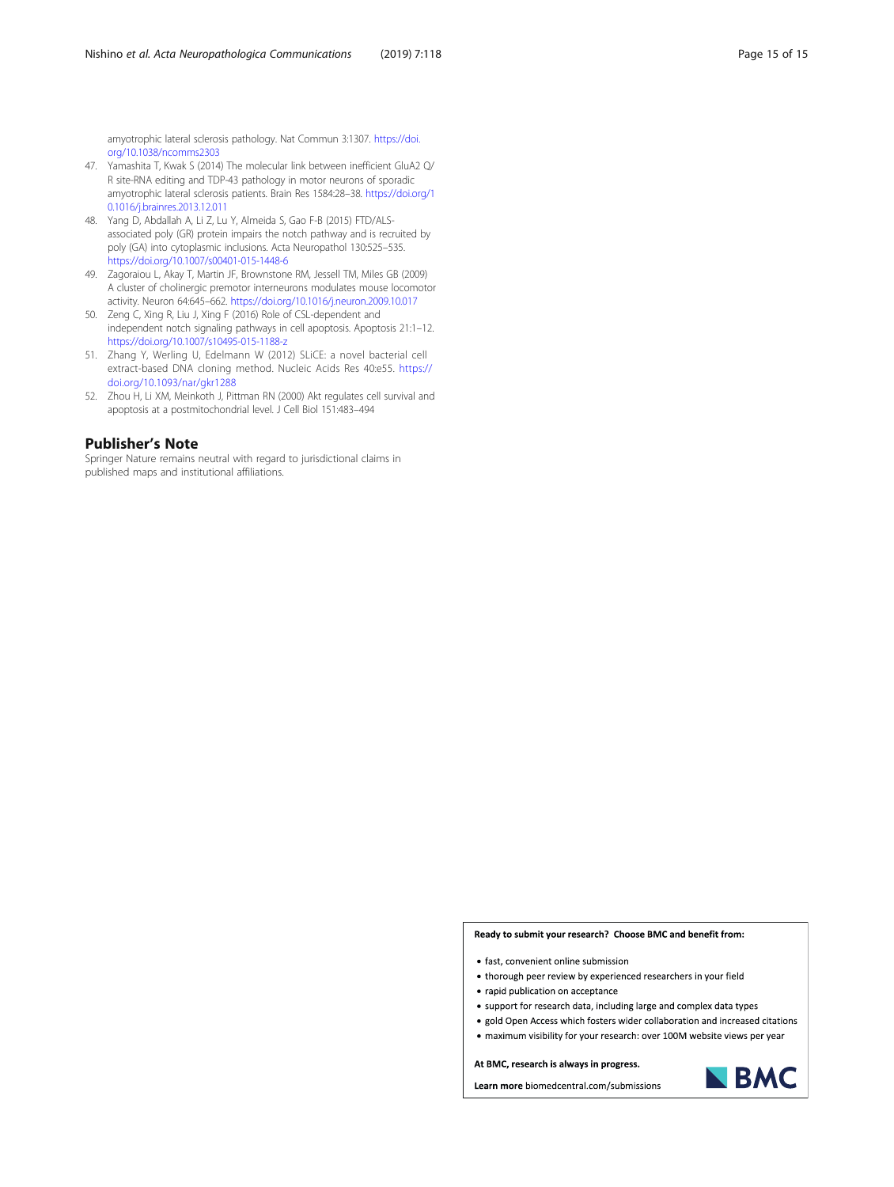amyotrophic lateral sclerosis pathology. Nat Commun 3:1307. https://doi.org/10.1038/ncomms2303

47. Yamashita T, Kwak S (2014) The molecular link between inefficient GluA2 Q/R site-RNA editing and TDP-43 pathology in motor neurons of sporadic amyotrophic lateral sclerosis patients. Brain Res 1584:28–38. https://doi.org/10.1016/j.brainres.2013.12.011
48. Yang D, Abdallah A, Li Z, Lu Y, Almeida S, Gao F-B (2015) FTD/ALS-associated poly (GR) protein impairs the notch pathway and is recruited by poly (GA) into cytoplasmic inclusions. Acta Neuropathol 130:525–535. https://doi.org/10.1007/s00401-015-1448-6
49. Zagoraiou L, Akay T, Martin JF, Brownstone RM, Jessell TM, Miles GB (2009) A cluster of cholinergic premotor interneurons modulates mouse locomotor activity. Neuron 64:645–662. https://doi.org/10.1016/j.neuron.2009.10.017
50. Zeng C, Xing R, Liu J, Xing F (2016) Role of CSL-dependent and independent notch signaling pathways in cell apoptosis. Apoptosis 21:1–12. https://doi.org/10.1007/s10495-015-1188-z
51. Zhang Y, Werling U, Edelmann W (2012) SLiCE: a novel bacterial cell extract-based DNA cloning method. Nucleic Acids Res 40:e55. https://doi.org/10.1093/nar/gkr1288
52. Zhou H, Li XM, Meinkoth J, Pittman RN (2000) Akt regulates cell survival and apoptosis at a postmitochondrial level. J Cell Biol 151:483–494

## Publisher's Note

Springer Nature remains neutral with regard to jurisdictional claims in published maps and institutional affiliations.

**Ready to submit your research? Choose BMC and benefit from:**

- fast, convenient online submission
- thorough peer review by experienced researchers in your field
- rapid publication on acceptance
- support for research data, including large and complex data types
- gold Open Access which fosters wider collaboration and increased citations
- maximum visibility for your research: over 100M website views per year

**At BMC, research is always in progress.**

**Learn more** biomedcentral.com/submissions

BMC